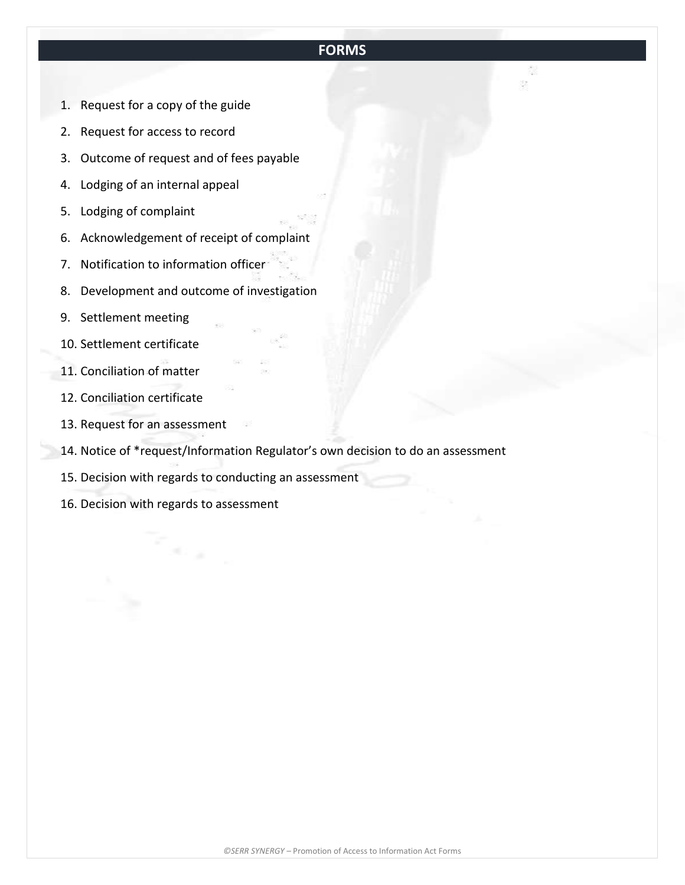# FORMS

1. Request for a copy of the guide
2. Request for access to record
3. Outcome of request and of fees payable
4. Lodging of an internal appeal
5. Lodging of complaint
6. Acknowledgement of receipt of complaint
7. Notification to information officer
8. Development and outcome of investigation
9. Settlement meeting
10. Settlement certificate
11. Conciliation of matter
12. Conciliation certificate
13. Request for an assessment
14. Notice of *request/Information Regulator's own decision to do an assessment
15. Decision with regards to conducting an assessment
16. Decision with regards to assessment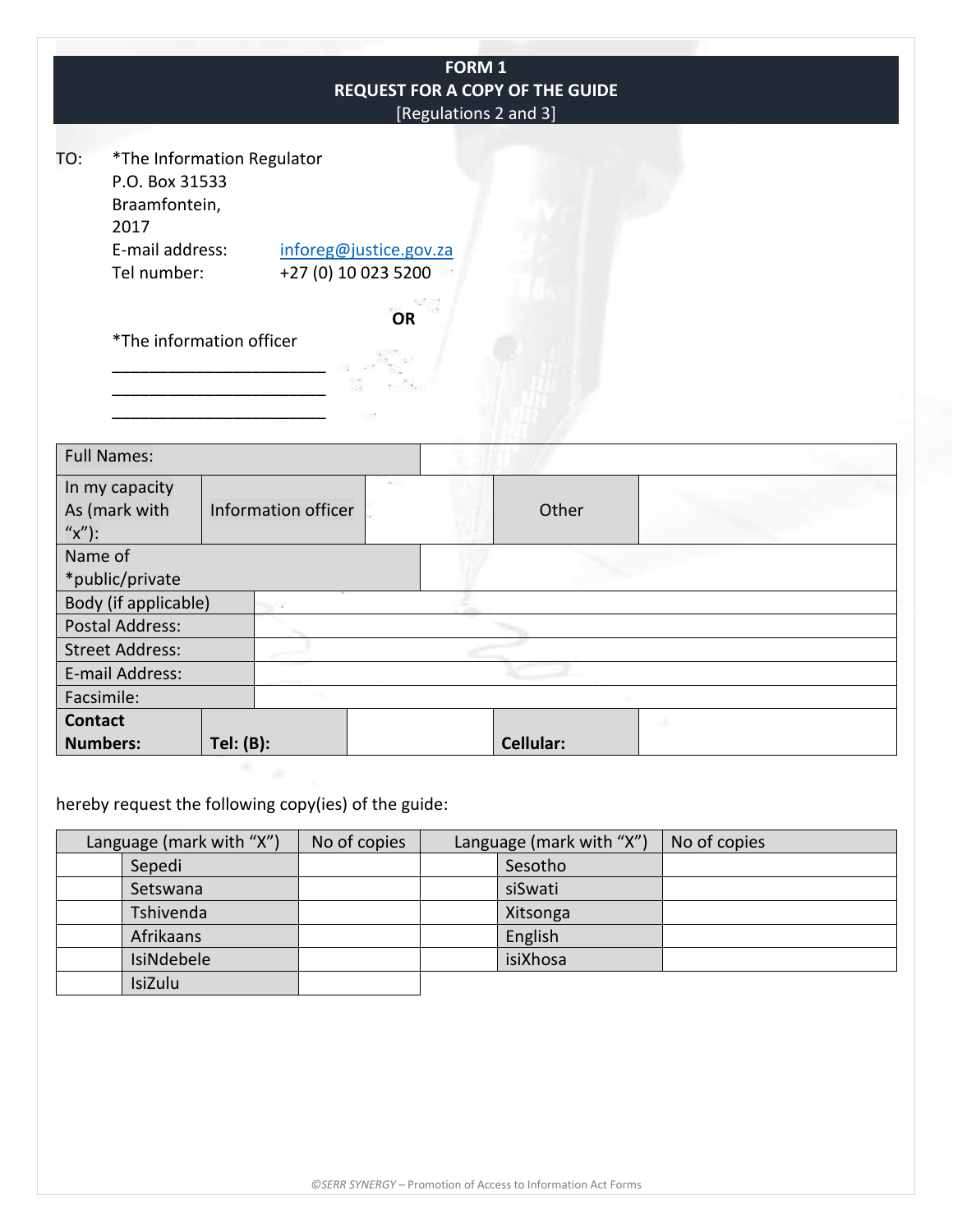# FORM 1
## REQUEST FOR A COPY OF THE GUIDE
[Regulations 2 and 3]

TO: *The Information Regulator
P.O. Box 31533
Braamfontein,
2017
E-mail address: inforeg@justice.gov.za
Tel number: +27 (0) 10 023 5200

**OR**

*The information officer
_______________________
_______________________
_______________________

| Full Names: | | | | | |
|---|---|---|---|---|---|
| In my capacity As (mark with "x"): | Information officer | | Other | | |
| Name of *public/private Body (if applicable) | | | | | |
| Postal Address: | | | | | |
| Street Address: | | | | | |
| E-mail Address: | | | | | |
| Facsimile: | | | | | |
| **Contact Numbers:** | **Tel: (B):** | | **Cellular:** | | |

hereby request the following copy(ies) of the guide:

| Language (mark with "X") | | No of copies | Language (mark with "X") | | No of copies |
|---|---|---|---|---|---|
| | Sepedi | | | Sesotho | |
| | Setswana | | | siSwati | |
| | Tshivenda | | | Xitsonga | |
| | Afrikaans | | | English | |
| | IsiNdebele | | | isiXhosa | |
| | IsiZulu | | | | |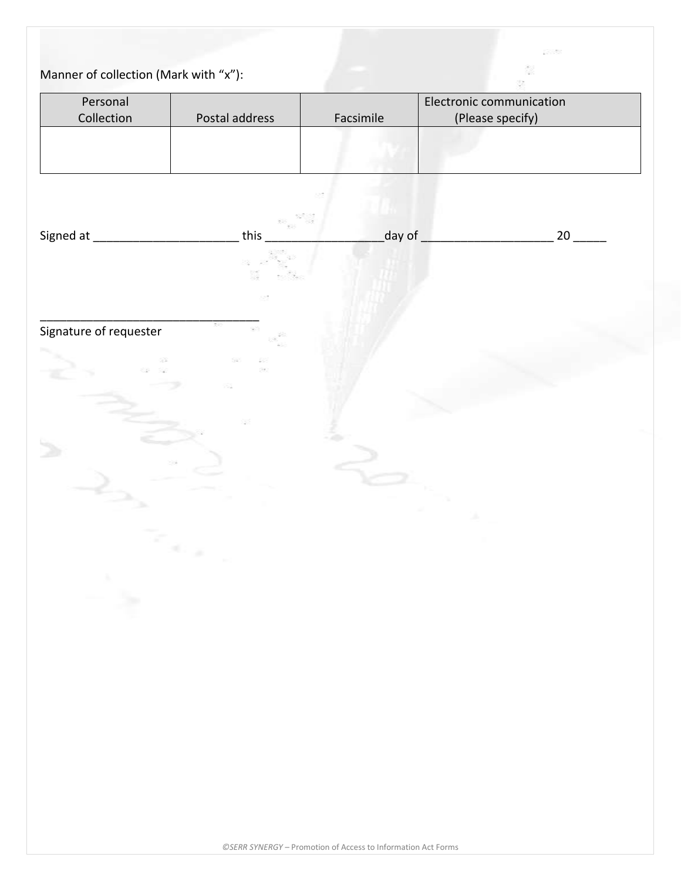Manner of collection (Mark with "x"):

| Personal Collection | Postal address | Facsimile | Electronic communication (Please specify) |
| --- | --- | --- | --- |
| | | | |

Signed at ______________________ this __________________day of ____________________ 20 _____

__________________________________
Signature of requester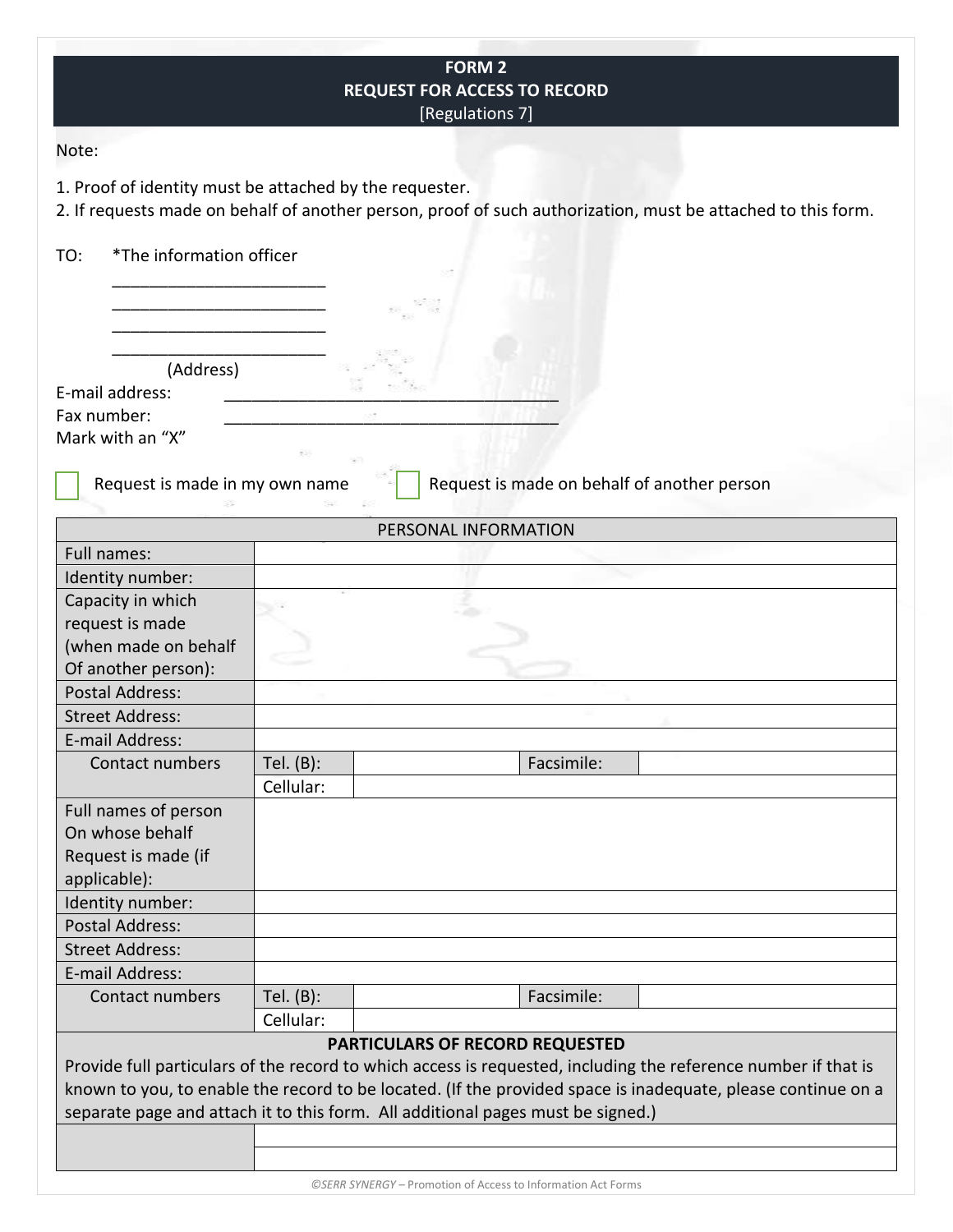# FORM 2
## REQUEST FOR ACCESS TO RECORD
[Regulations 7]

Note:

1. Proof of identity must be attached by the requester.
2. If requests made on behalf of another person, proof of such authorization, must be attached to this form.

TO: *The information officer

_______________________

_______________________

_______________________

_______________________

(Address)

E-mail address: ____________________________________

Fax number: ____________________________________

Mark with an "X"

☐ Request is made in my own name ☐ Request is made on behalf of another person

| PERSONAL INFORMATION | | | | |
|---|---|---|---|---|
| Full names: | | | | |
| Identity number: | | | | |
| Capacity in which request is made (when made on behalf Of another person): | | | | |
| Postal Address: | | | | |
| Street Address: | | | | |
| E-mail Address: | | | | |
| Contact numbers | Tel. (B): | | Facsimile: | |
| | Cellular: | | | |
| Full names of person On whose behalf Request is made (if applicable): | | | | |
| Identity number: | | | | |
| Postal Address: | | | | |
| Street Address: | | | | |
| E-mail Address: | | | | |
| Contact numbers | Tel. (B): | | Facsimile: | |
| | Cellular: | | | |

| **PARTICULARS OF RECORD REQUESTED** | |
|---|---|
| Provide full particulars of the record to which access is requested, including the reference number if that is known to you, to enable the record to be located. (If the provided space is inadequate, please continue on a separate page and attach it to this form. All additional pages must be signed.) | |
| | |
| | |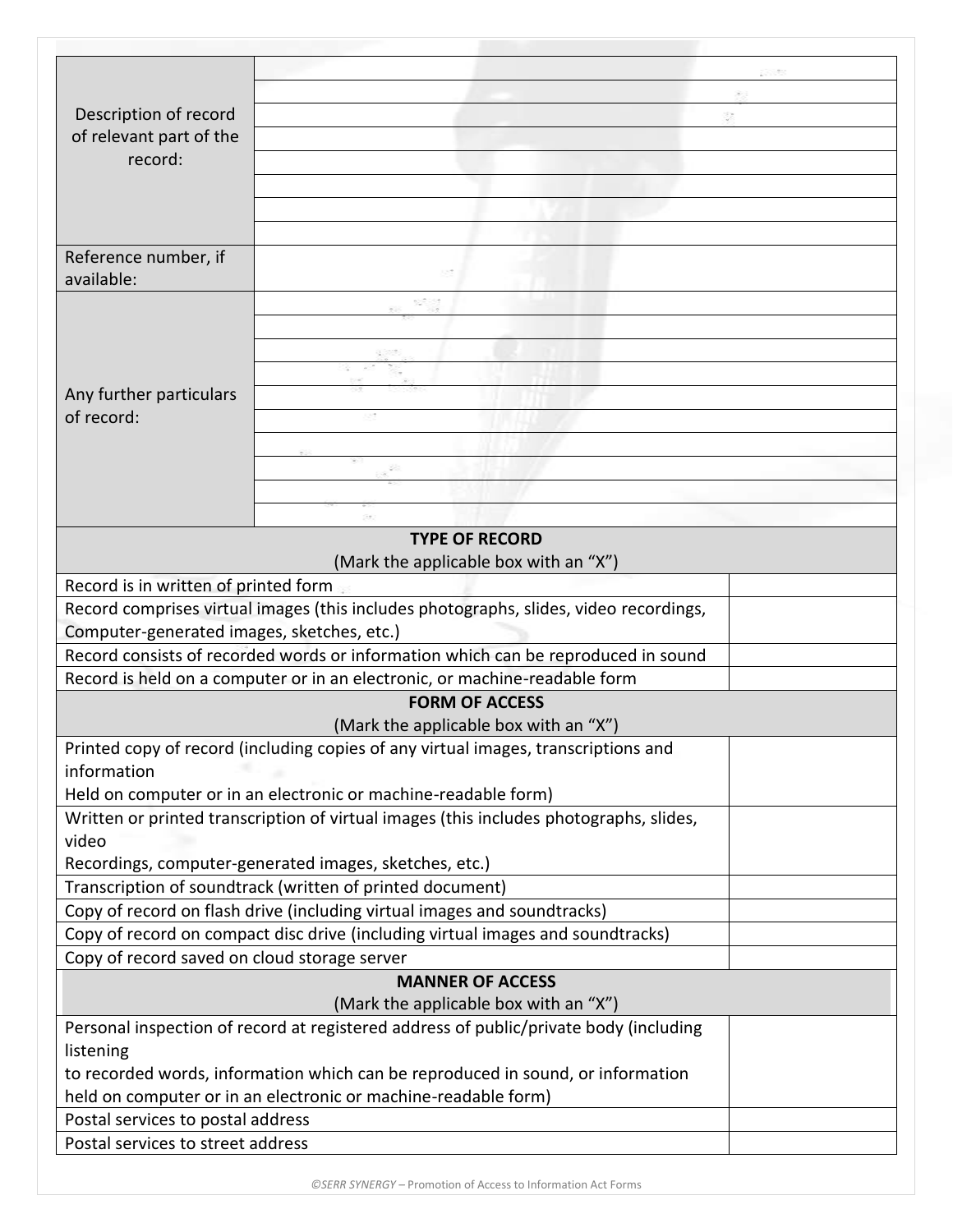| Description of record of relevant part of the record: | |
|---|---|
| | |
| | |
| | |
| | |
| | |
| | |
| | |
| Reference number, if available: | |
| Any further particulars of record: | |
| | |
| | |
| | |
| | |
| | |
| | |
| | |
| | |
| | |

| **TYPE OF RECORD** (Mark the applicable box with an "X") | |
|---|---|
| Record is in written of printed form | |
| Record comprises virtual images (this includes photographs, slides, video recordings, Computer-generated images, sketches, etc.) | |
| Record consists of recorded words or information which can be reproduced in sound | |
| Record is held on a computer or in an electronic, or machine-readable form | |

| **FORM OF ACCESS** (Mark the applicable box with an "X") | |
|---|---|
| Printed copy of record (including copies of any virtual images, transcriptions and information Held on computer or in an electronic or machine-readable form) | |
| Written or printed transcription of virtual images (this includes photographs, slides, video Recordings, computer-generated images, sketches, etc.) | |
| Transcription of soundtrack (written of printed document) | |
| Copy of record on flash drive (including virtual images and soundtracks) | |
| Copy of record on compact disc drive (including virtual images and soundtracks) | |
| Copy of record saved on cloud storage server | |

| **MANNER OF ACCESS** (Mark the applicable box with an "X") | |
|---|---|
| Personal inspection of record at registered address of public/private body (including listening to recorded words, information which can be reproduced in sound, or information held on computer or in an electronic or machine-readable form) | |
| Postal services to postal address | |
| Postal services to street address | |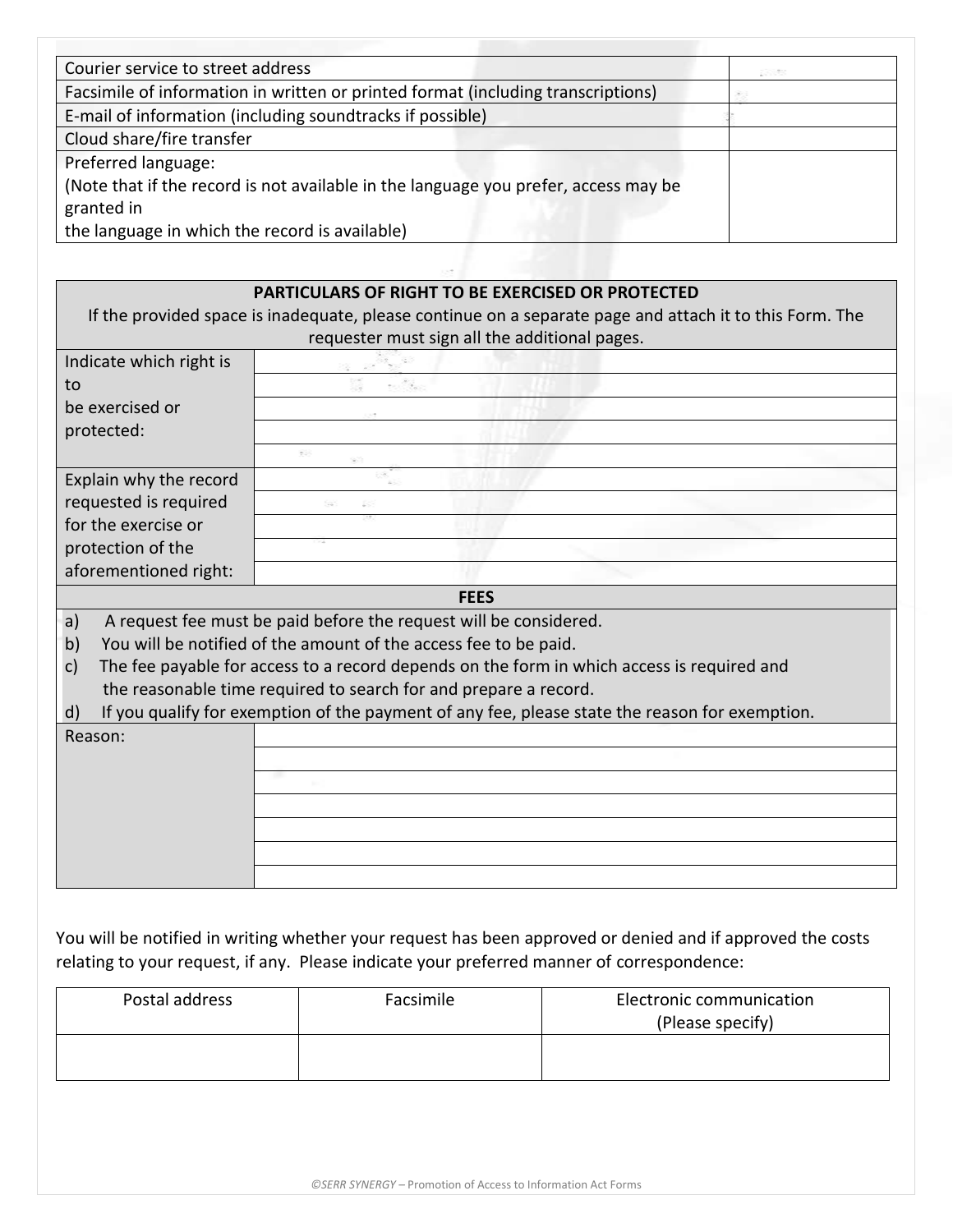| | |
|---|---|
| Courier service to street address | |
| Facsimile of information in written or printed format (including transcriptions) | |
| E-mail of information (including soundtracks if possible) | |
| Cloud share/fire transfer | |
| Preferred language:<br>(Note that if the record is not available in the language you prefer, access may be granted in<br>the language in which the record is available) | |

| **PARTICULARS OF RIGHT TO BE EXERCISED OR PROTECTED**<br>If the provided space is inadequate, please continue on a separate page and attach it to this Form. The requester must sign all the additional pages. | |
|---|---|
| Indicate which right is to<br>be exercised or protected: | |
| | |
| | |
| | |
| | |
| Explain why the record requested is required for the exercise or protection of the aforementioned right: | |
| | |
| | |
| | |
| | |

**FEES**

a) A request fee must be paid before the request will be considered.
b) You will be notified of the amount of the access fee to be paid.
c) The fee payable for access to a record depends on the form in which access is required and the reasonable time required to search for and prepare a record.
d) If you qualify for exemption of the payment of any fee, please state the reason for exemption.

| Reason: | |
|---|---|
| | |
| | |
| | |
| | |
| | |
| | |

You will be notified in writing whether your request has been approved or denied and if approved the costs relating to your request, if any. Please indicate your preferred manner of correspondence:

| Postal address | Facsimile | Electronic communication<br>(Please specify) |
|---|---|---|
| | | |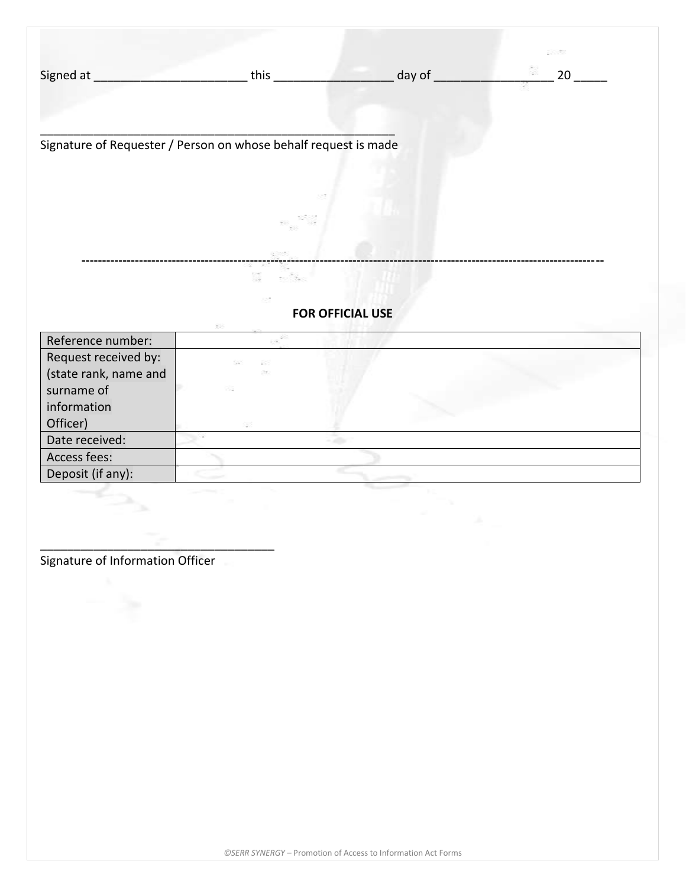Signed at ______________________ this _________________ day of _________________ 20 _____

______________________________________________________

Signature of Requester / Person on whose behalf request is made

---

**FOR OFFICIAL USE**

| Reference number: | |
|---|---|
| Request received by: (state rank, name and surname of information Officer) | |
| Date received: | |
| Access fees: | |
| Deposit (if any): | |

____________________________________

Signature of Information Officer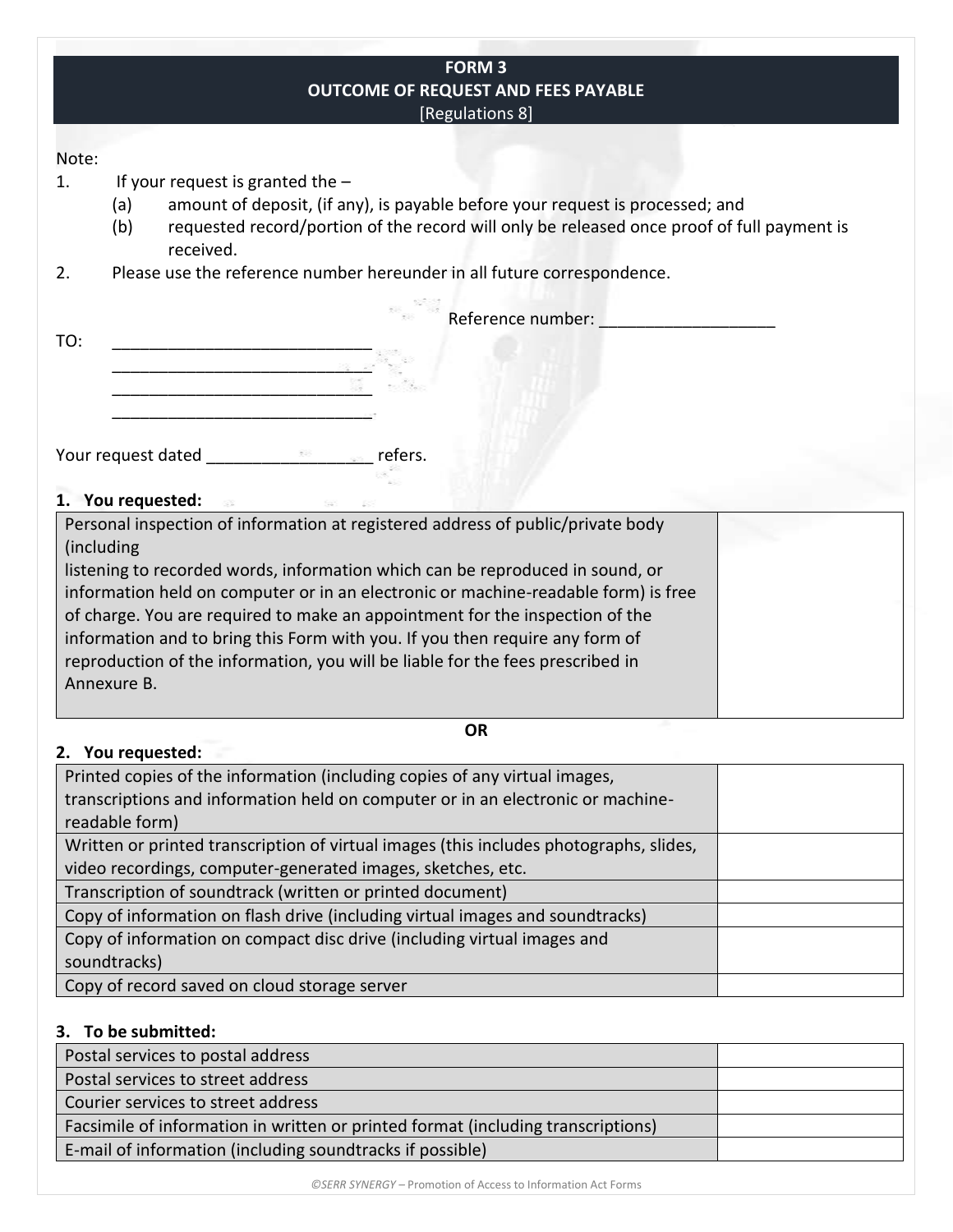# FORM 3
## OUTCOME OF REQUEST AND FEES PAYABLE
[Regulations 8]

Note:

1. If your request is granted the –
   (a) amount of deposit, (if any), is payable before your request is processed; and
   (b) requested record/portion of the record will only be released once proof of full payment is received.
2. Please use the reference number hereunder in all future correspondence.

Reference number: ___________________

TO: ____________________________
____________________________
____________________________
____________________________

Your request dated _________________ refers.

**1. You requested:**

| | |
|---|---|
| Personal inspection of information at registered address of public/private body (including listening to recorded words, information which can be reproduced in sound, or information held on computer or in an electronic or machine-readable form) is free of charge. You are required to make an appointment for the inspection of the information and to bring this Form with you. If you then require any form of reproduction of the information, you will be liable for the fees prescribed in Annexure B. | |

**OR**

**2. You requested:**

| | |
|---|---|
| Printed copies of the information (including copies of any virtual images, transcriptions and information held on computer or in an electronic or machine-readable form) | |
| Written or printed transcription of virtual images (this includes photographs, slides, video recordings, computer-generated images, sketches, etc. | |
| Transcription of soundtrack (written or printed document) | |
| Copy of information on flash drive (including virtual images and soundtracks) | |
| Copy of information on compact disc drive (including virtual images and soundtracks) | |
| Copy of record saved on cloud storage server | |

**3. To be submitted:**

| | |
|---|---|
| Postal services to postal address | |
| Postal services to street address | |
| Courier services to street address | |
| Facsimile of information in written or printed format (including transcriptions) | |
| E-mail of information (including soundtracks if possible) | |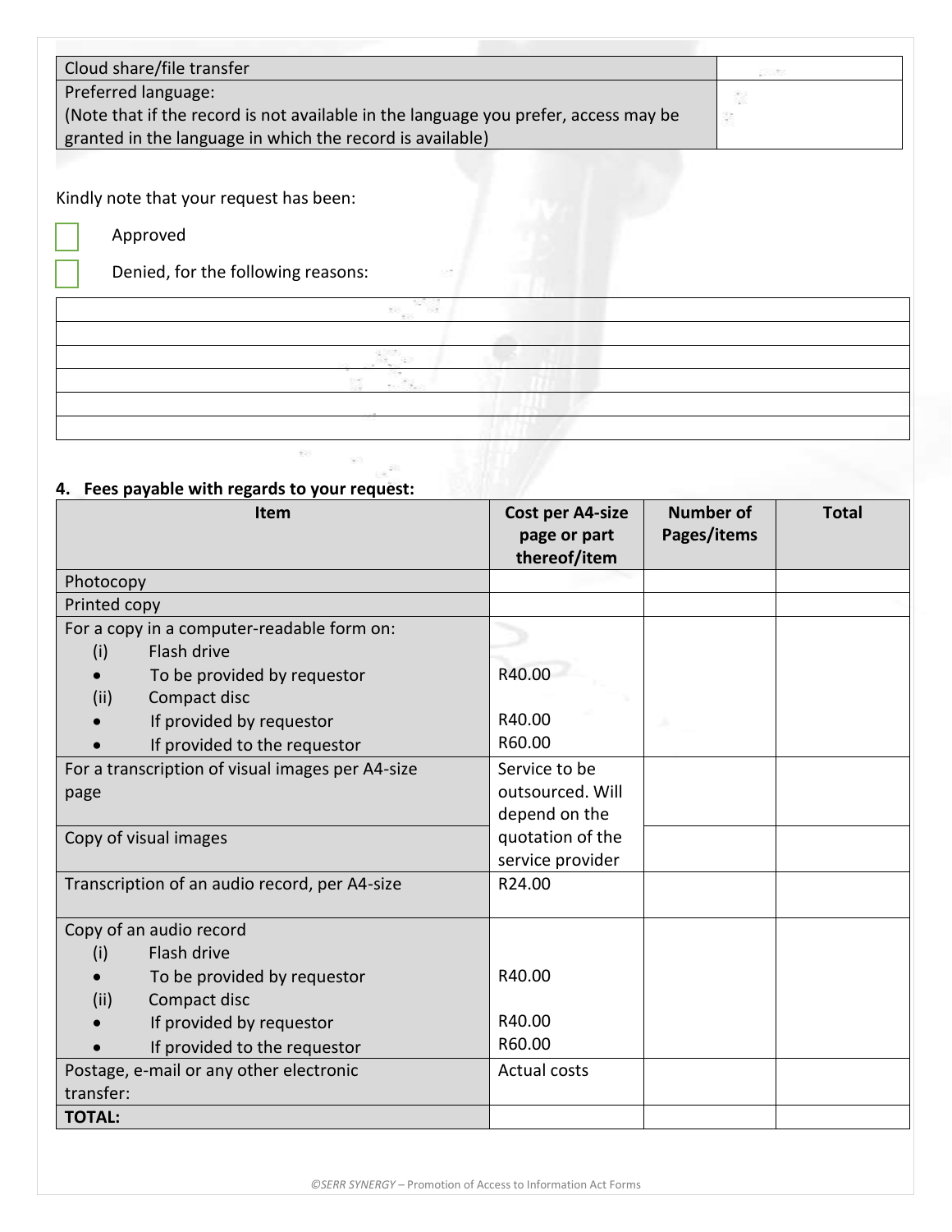| Cloud share/file transfer | |
| --- | --- |
| Preferred language:<br>(Note that if the record is not available in the language you prefer, access may be granted in the language in which the record is available) | |

Kindly note that your request has been:

☐ Approved

☐ Denied, for the following reasons:

| |
| --- |
| |
| |
| |
| |
| |

**4. Fees payable with regards to your request:**

| Item | Cost per A4-size page or part thereof/item | Number of Pages/items | Total |
| --- | --- | --- | --- |
| Photocopy | | | |
| Printed copy | | | |
| For a copy in a computer-readable form on:<br>(i) Flash drive<br>• To be provided by requestor<br>(ii) Compact disc<br>• If provided by requestor<br>• If provided to the requestor | <br><br>R40.00<br><br>R40.00<br>R60.00 | | |
| For a transcription of visual images per A4-size page | Service to be outsourced. Will depend on the quotation of the service provider | | |
| Copy of visual images | | | |
| Transcription of an audio record, per A4-size | R24.00 | | |
| Copy of an audio record<br>(i) Flash drive<br>• To be provided by requestor<br>(ii) Compact disc<br>• If provided by requestor<br>• If provided to the requestor | <br><br>R40.00<br><br>R40.00<br>R60.00 | | |
| Postage, e-mail or any other electronic transfer: | Actual costs | | |
| **TOTAL:** | | | |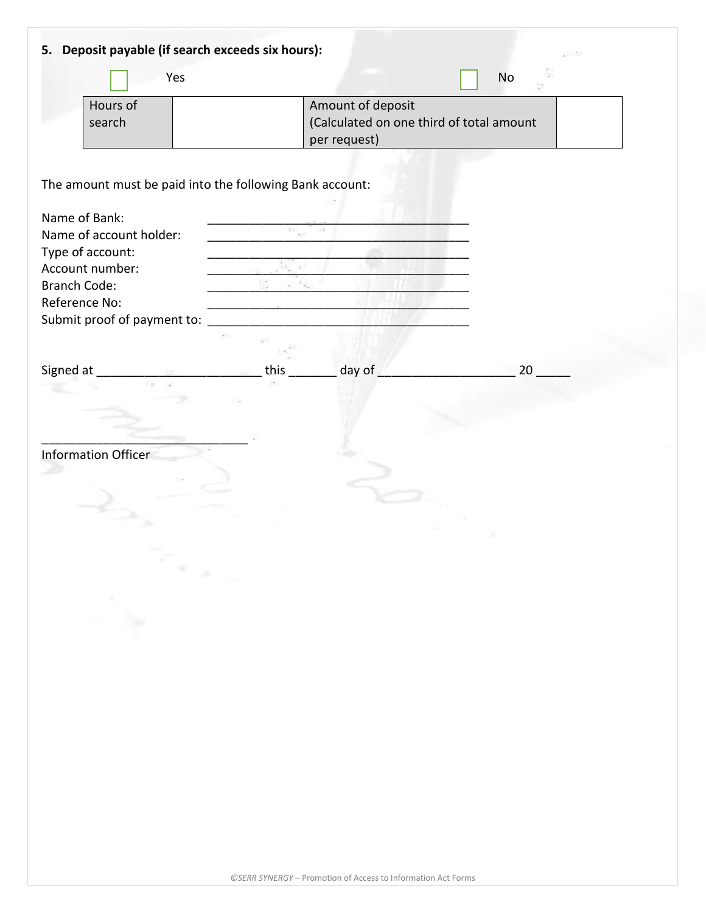**5. Deposit payable (if search exceeds six hours):**

☐ Yes ☐ No

| Hours of search | | Amount of deposit (Calculated on one third of total amount per request) | |
|---|---|---|---|

The amount must be paid into the following Bank account:

Name of Bank: ______________________________________

Name of account holder: ______________________________________

Type of account: ______________________________________

Account number: ______________________________________

Branch Code: ______________________________________

Reference No: ______________________________________

Submit proof of payment to: ______________________________________

Signed at ________________________ this _______ day of ___________________ 20 _____

______________________________

Information Officer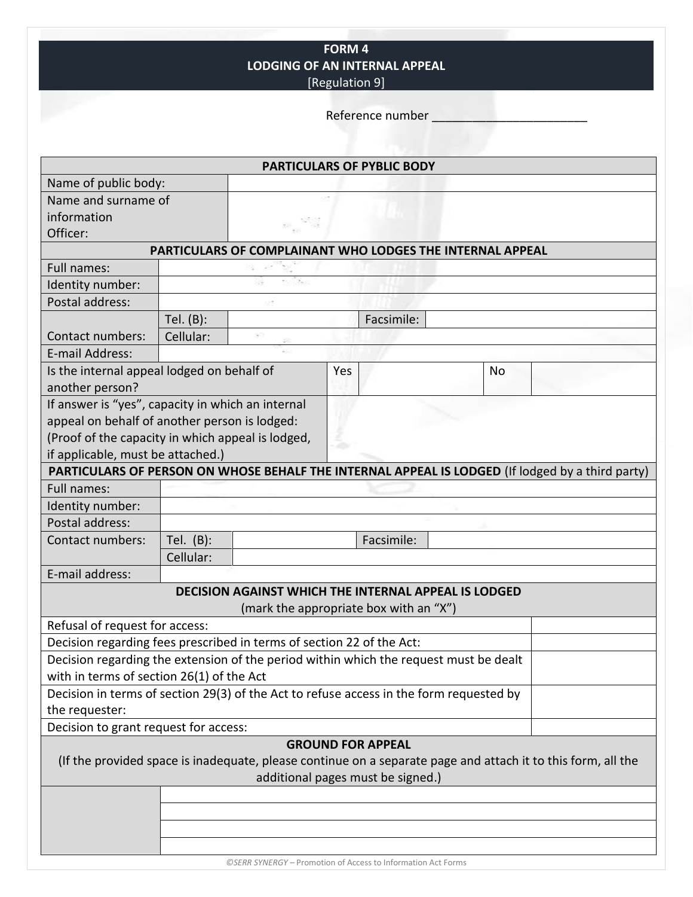## FORM 4
## LODGING OF AN INTERNAL APPEAL
[Regulation 9]

Reference number ________________________

| PARTICULARS OF PYBLIC BODY | | | | |
|---|---|---|---|---|
| Name of public body: | | | | |
| Name and surname of information Officer: | | | | |
| **PARTICULARS OF COMPLAINANT WHO LODGES THE INTERNAL APPEAL** | | | | |
| Full names: | | | | |
| Identity number: | | | | |
| Postal address: | | | | |
| Contact numbers: | Tel. (B): | | Facsimile: | |
| | Cellular: | | | |
| E-mail Address: | | | | |
| Is the internal appeal lodged on behalf of another person? | Yes | | No | |
| If answer is "yes", capacity in which an internal appeal on behalf of another person is lodged: (Proof of the capacity in which appeal is lodged, if applicable, must be attached.) | | | | |
| **PARTICULARS OF PERSON ON WHOSE BEHALF THE INTERNAL APPEAL IS LODGED** (If lodged by a third party) | | | | |
| Full names: | | | | |
| Identity number: | | | | |
| Postal address: | | | | |
| Contact numbers: | Tel. (B): | | Facsimile: | |
| | Cellular: | | | |
| E-mail address: | | | | |

| DECISION AGAINST WHICH THE INTERNAL APPEAL IS LODGED (mark the appropriate box with an "X") | |
|---|---|
| Refusal of request for access: | |
| Decision regarding fees prescribed in terms of section 22 of the Act: | |
| Decision regarding the extension of the period within which the request must be dealt with in terms of section 26(1) of the Act | |
| Decision in terms of section 29(3) of the Act to refuse access in the form requested by the requester: | |
| Decision to grant request for access: | |

| GROUND FOR APPEAL (If the provided space is inadequate, please continue on a separate page and attach it to this form, all the additional pages must be signed.) | |
|---|---|
| | |
| | |
| | |
| | |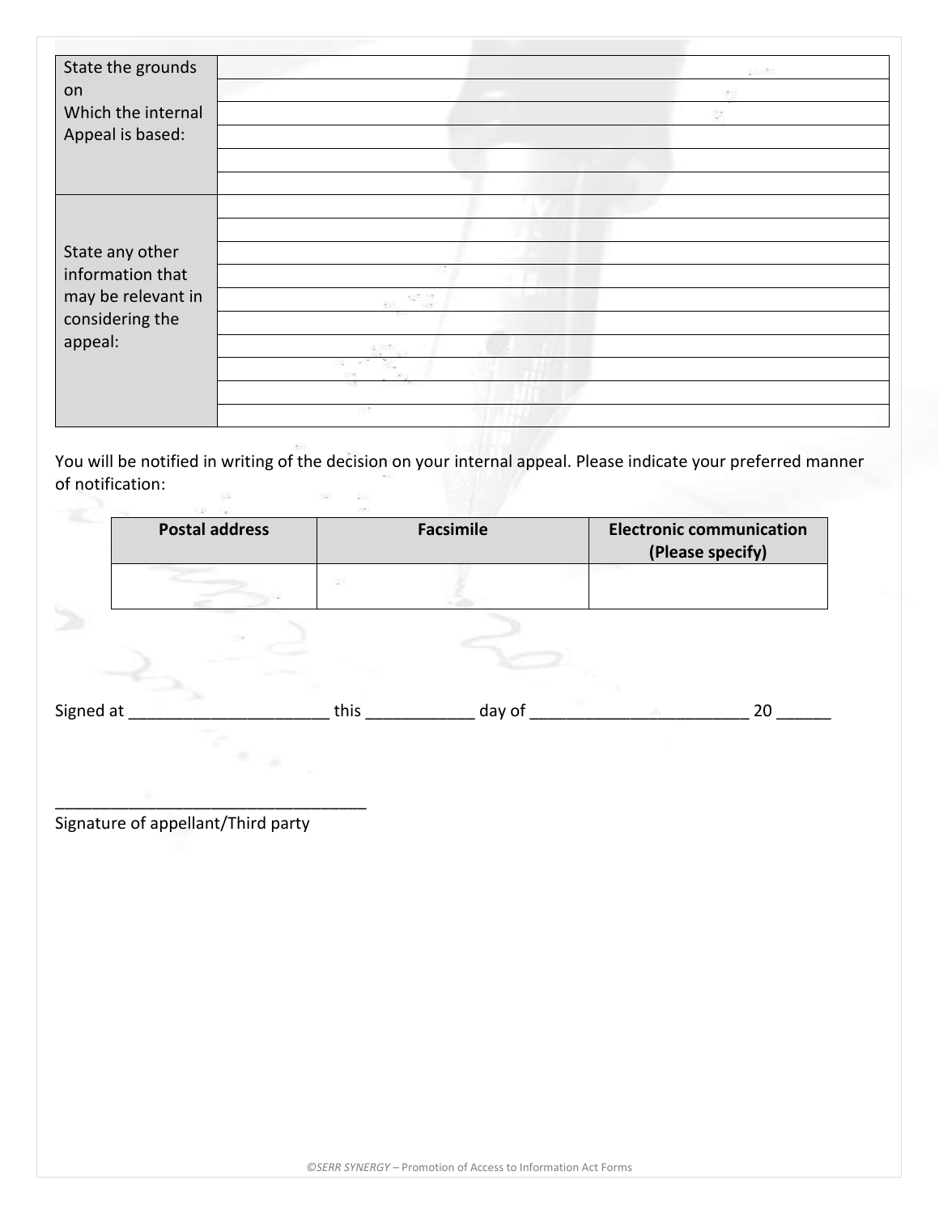| State the grounds on Which the internal Appeal is based: | |
|---|---|
| | |
| | |
| | |
| | |
| | |
| State any other information that may be relevant in considering the appeal: | |
| | |
| | |
| | |
| | |
| | |
| | |
| | |
| | |
| | |

You will be notified in writing of the decision on your internal appeal. Please indicate your preferred manner of notification:

| **Postal address** | **Facsimile** | **Electronic communication (Please specify)** |
|---|---|---|
| | | |

Signed at ______________________ this ____________ day of ________________________ 20 ______

__________________________________
Signature of appellant/Third party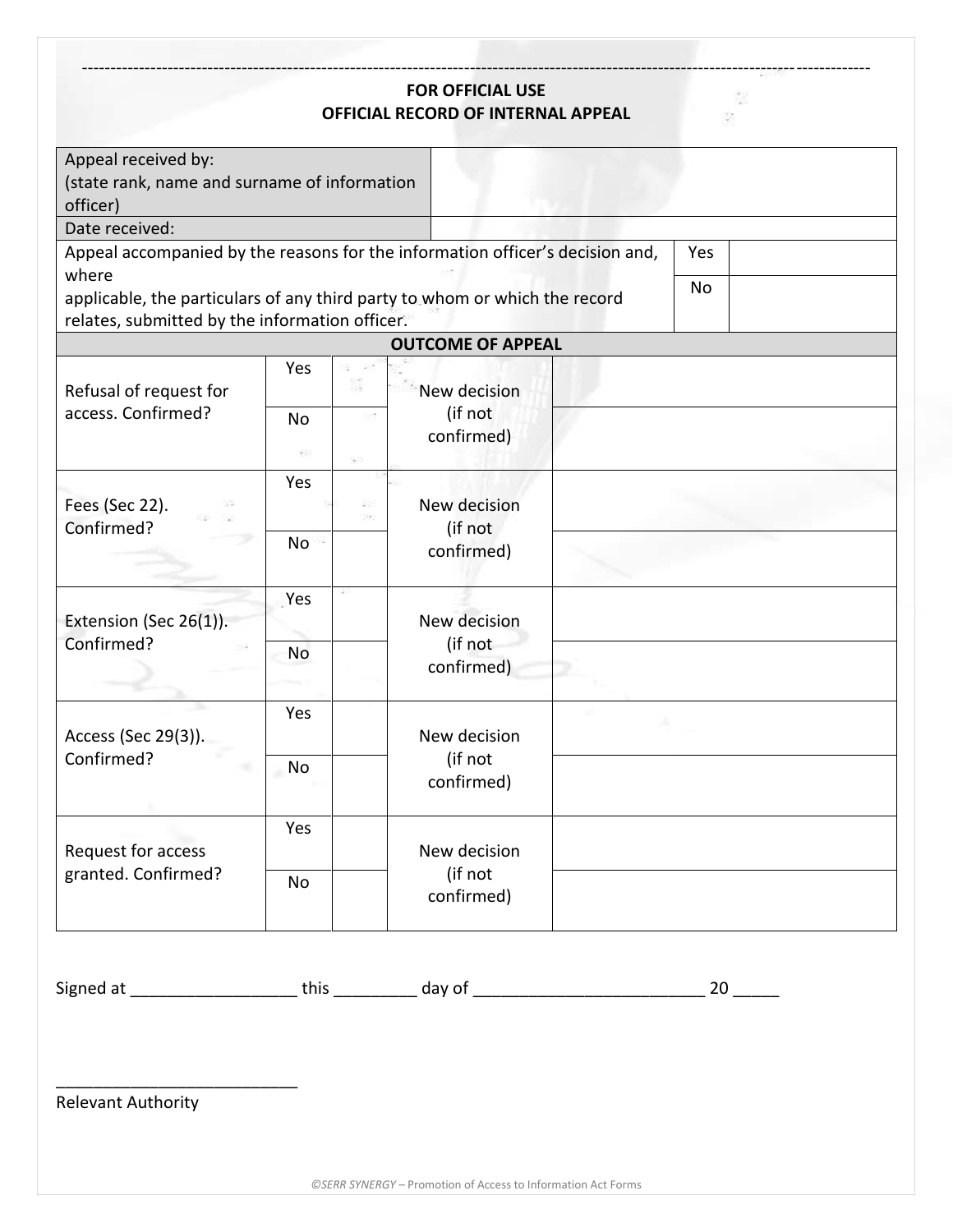---

**FOR OFFICIAL USE**
**OFFICIAL RECORD OF INTERNAL APPEAL**

| Appeal received by: (state rank, name and surname of information officer) | | | |
|---|---|---|---|
| Date received: | | | |
| Appeal accompanied by the reasons for the information officer's decision and, where applicable, the particulars of any third party to whom or which the record relates, submitted by the information officer. | | Yes | |
| | | No | |

**OUTCOME OF APPEAL**

| | | | | |
|---|---|---|---|---|
| Refusal of request for access. Confirmed? | Yes | | New decision (if not confirmed) | |
| | No | | | |
| Fees (Sec 22). Confirmed? | Yes | | New decision (if not confirmed) | |
| | No | | | |
| Extension (Sec 26(1)). Confirmed? | Yes | | New decision (if not confirmed) | |
| | No | | | |
| Access (Sec 29(3)). Confirmed? | Yes | | New decision (if not confirmed) | |
| | No | | | |
| Request for access granted. Confirmed? | Yes | | New decision (if not confirmed) | |
| | No | | | |

Signed at __________________ this _________ day of _________________________ 20 _____

___________________________
Relevant Authority

©SERR SYNERGY – Promotion of Access to Information Act Forms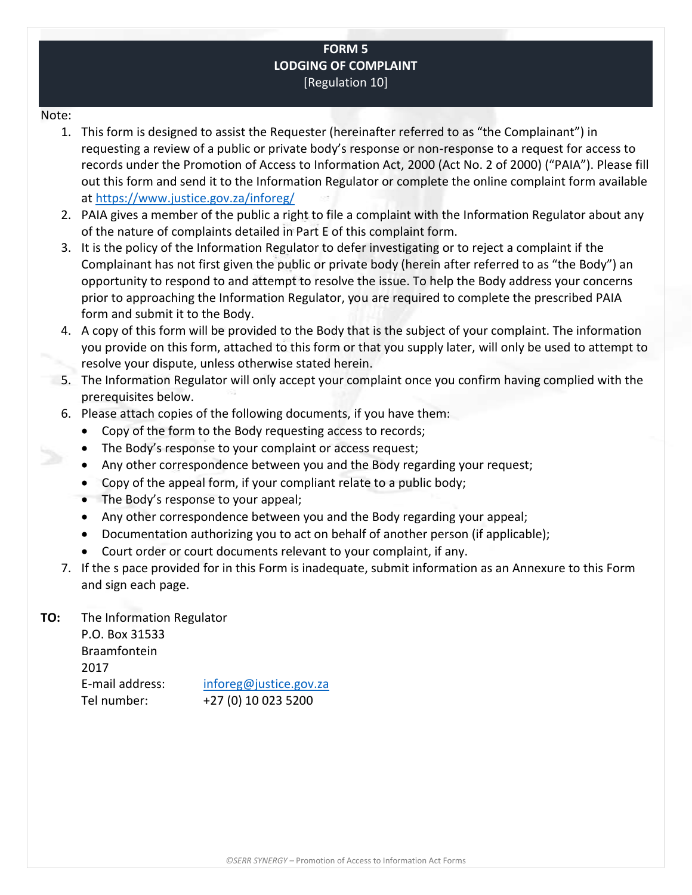# FORM 5
## LODGING OF COMPLAINT
[Regulation 10]

Note:

1. This form is designed to assist the Requester (hereinafter referred to as “the Complainant”) in requesting a review of a public or private body’s response or non-response to a request for access to records under the Promotion of Access to Information Act, 2000 (Act No. 2 of 2000) (“PAIA”). Please fill out this form and send it to the Information Regulator or complete the online complaint form available at https://www.justice.gov.za/inforeg/
2. PAIA gives a member of the public a right to file a complaint with the Information Regulator about any of the nature of complaints detailed in Part E of this complaint form.
3. It is the policy of the Information Regulator to defer investigating or to reject a complaint if the Complainant has not first given the public or private body (herein after referred to as “the Body”) an opportunity to respond to and attempt to resolve the issue. To help the Body address your concerns prior to approaching the Information Regulator, you are required to complete the prescribed PAIA form and submit it to the Body.
4. A copy of this form will be provided to the Body that is the subject of your complaint. The information you provide on this form, attached to this form or that you supply later, will only be used to attempt to resolve your dispute, unless otherwise stated herein.
5. The Information Regulator will only accept your complaint once you confirm having complied with the prerequisites below.
6. Please attach copies of the following documents, if you have them:
   - Copy of the form to the Body requesting access to records;
   - The Body’s response to your complaint or access request;
   - Any other correspondence between you and the Body regarding your request;
   - Copy of the appeal form, if your compliant relate to a public body;
   - The Body’s response to your appeal;
   - Any other correspondence between you and the Body regarding your appeal;
   - Documentation authorizing you to act on behalf of another person (if applicable);
   - Court order or court documents relevant to your complaint, if any.
7. If the s pace provided for in this Form is inadequate, submit information as an Annexure to this Form and sign each page.

**TO:** The Information Regulator
P.O. Box 31533
Braamfontein
2017
E-mail address: inforeg@justice.gov.za
Tel number: +27 (0) 10 023 5200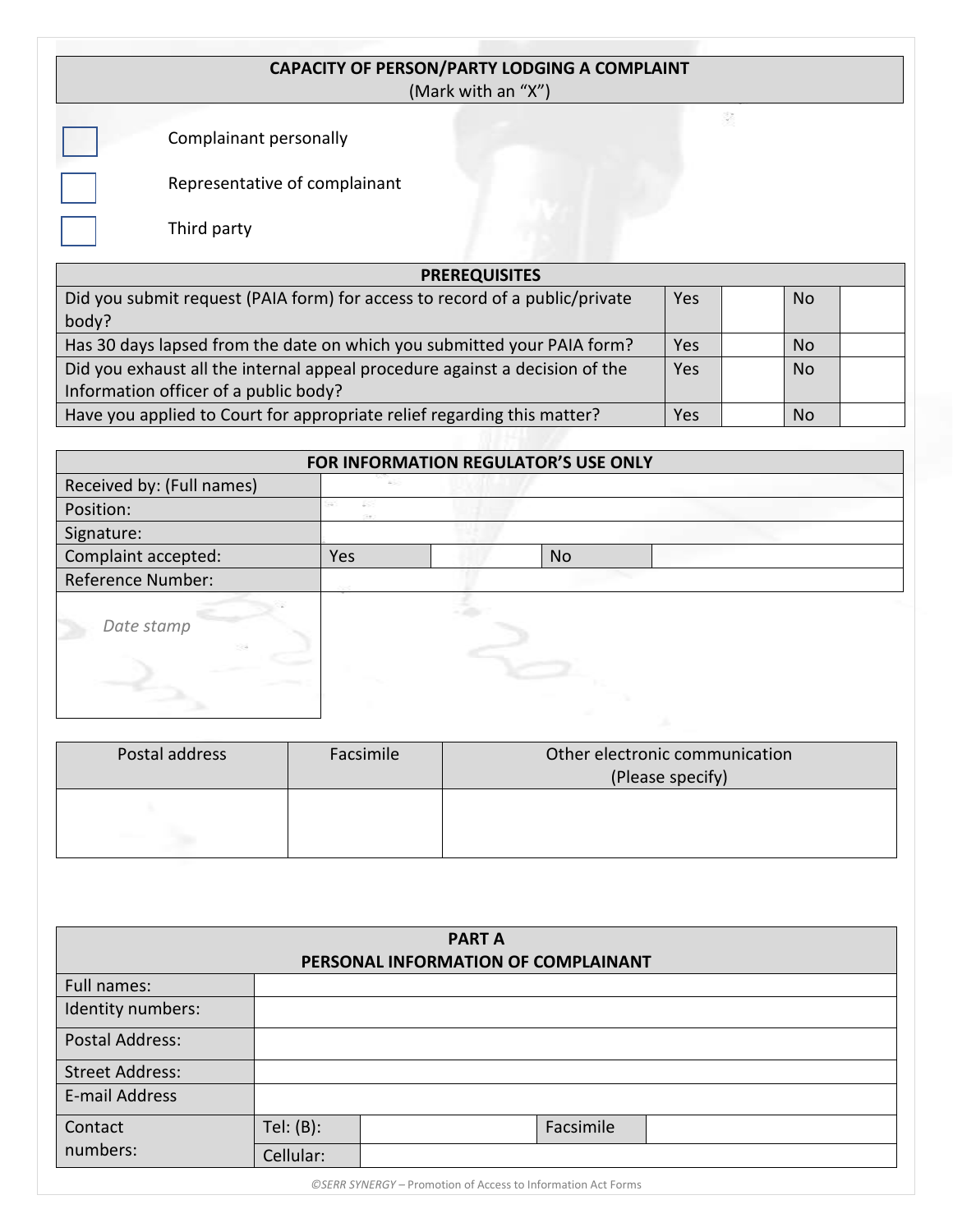| CAPACITY OF PERSON/PARTY LODGING A COMPLAINT<br>(Mark with an "X") | |
|---|---|
| ☐ | Complainant personally |
| ☐ | Representative of complainant |
| ☐ | Third party |

| PREREQUISITES | | | | |
|---|---|---|---|---|
| Did you submit request (PAIA form) for access to record of a public/private body? | Yes | | No | |
| Has 30 days lapsed from the date on which you submitted your PAIA form? | Yes | | No | |
| Did you exhaust all the internal appeal procedure against a decision of the Information officer of a public body? | Yes | | No | |
| Have you applied to Court for appropriate relief regarding this matter? | Yes | | No | |

| FOR INFORMATION REGULATOR'S USE ONLY | | | | |
|---|---|---|---|---|
| Received by: (Full names) | | | | |
| Position: | | | | |
| Signature: | | | | |
| Complaint accepted: | Yes | | No | |
| Reference Number: | | | | |
| *Date stamp* | | | | |

| Postal address | Facsimile | Other electronic communication<br>(Please specify) |
|---|---|---|
| | | |

| PART A<br>PERSONAL INFORMATION OF COMPLAINANT | | | | |
|---|---|---|---|---|
| Full names: | | | | |
| Identity numbers: | | | | |
| Postal Address: | | | | |
| Street Address: | | | | |
| E-mail Address | | | | |
| Contact numbers: | Tel: (B): | | Facsimile | |
| | Cellular: | | | |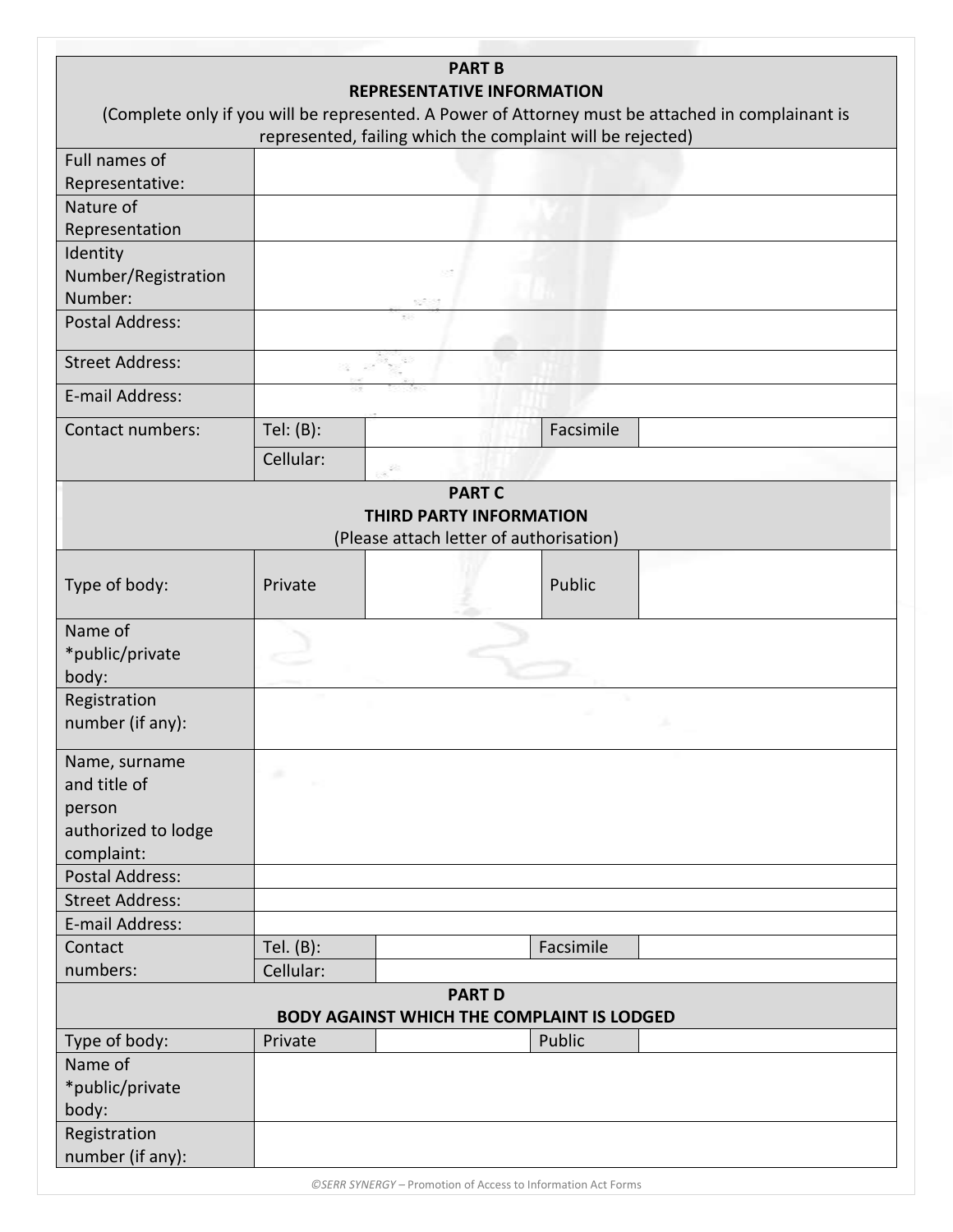| PART B<br>REPRESENTATIVE INFORMATION<br>(Complete only if you will be represented. A Power of Attorney must be attached in complainant is represented, failing which the complaint will be rejected) | | | | |
|---|---|---|---|---|
| Full names of Representative: | | | | |
| Nature of Representation | | | | |
| Identity Number/Registration Number: | | | | |
| Postal Address: | | | | |
| Street Address: | | | | |
| E-mail Address: | | | | |
| Contact numbers: | Tel: (B): | | Facsimile | |
| | Cellular: | | | |

| PART C<br>THIRD PARTY INFORMATION<br>(Please attach letter of authorisation) | | | | |
|---|---|---|---|---|
| Type of body: | Private | | Public | |
| Name of *public/private body: | | | | |
| Registration number (if any): | | | | |
| Name, surname and title of person authorized to lodge complaint: | | | | |
| Postal Address: | | | | |
| Street Address: | | | | |
| E-mail Address: | | | | |
| Contact numbers: | Tel. (B): | | Facsimile | |
| | Cellular: | | | |

| PART D<br>BODY AGAINST WHICH THE COMPLAINT IS LODGED | | | | |
|---|---|---|---|---|
| Type of body: | Private | | Public | |
| Name of *public/private body: | | | | |
| Registration number (if any): | | | | |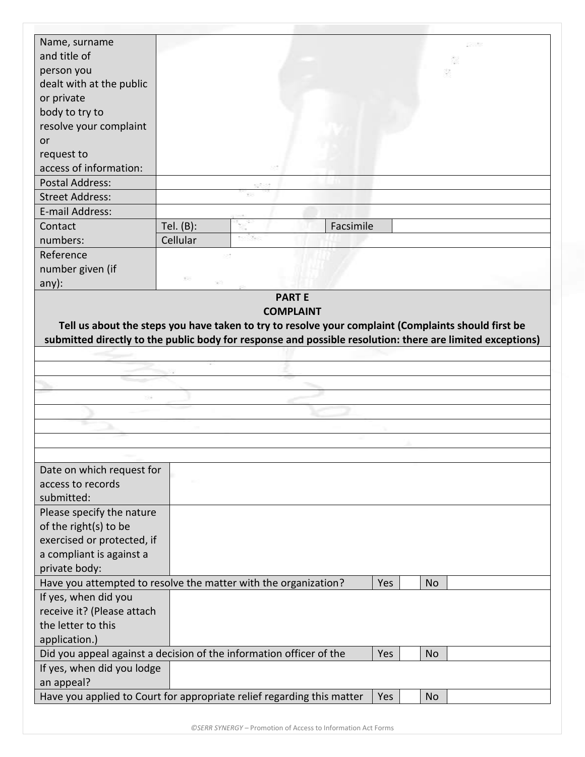| Name, surname and title of person you dealt with at the public or private body to try to resolve your complaint or request to access of information: | | | | |
|---|---|---|---|---|
| Postal Address: | | | | |
| Street Address: | | | | |
| E-mail Address: | | | | |
| Contact numbers: | Tel. (B): | | Facsimile | |
| | Cellular | | | |
| Reference number given (if any): | | | | |

**PART E**
**COMPLAINT**

**Tell us about the steps you have taken to try to resolve your complaint (Complaints should first be submitted directly to the public body for response and possible resolution: there are limited exceptions)**

| | | | | |
|---|---|---|---|---|
| | | | | |
| | | | | |
| | | | | |
| | | | | |
| | | | | |
| | | | | |
| | | | | |
| Date on which request for access to records submitted: | | | | |
| Please specify the nature of the right(s) to be exercised or protected, if a compliant is against a private body: | | | | |
| Have you attempted to resolve the matter with the organization? | Yes | | No | |
| If yes, when did you receive it? (Please attach the letter to this application.) | | | | |
| Did you appeal against a decision of the information officer of the | Yes | | No | |
| If yes, when did you lodge an appeal? | | | | |
| Have you applied to Court for appropriate relief regarding this matter | Yes | | No | |

*©SERR SYNERGY – Promotion of Access to Information Act Forms*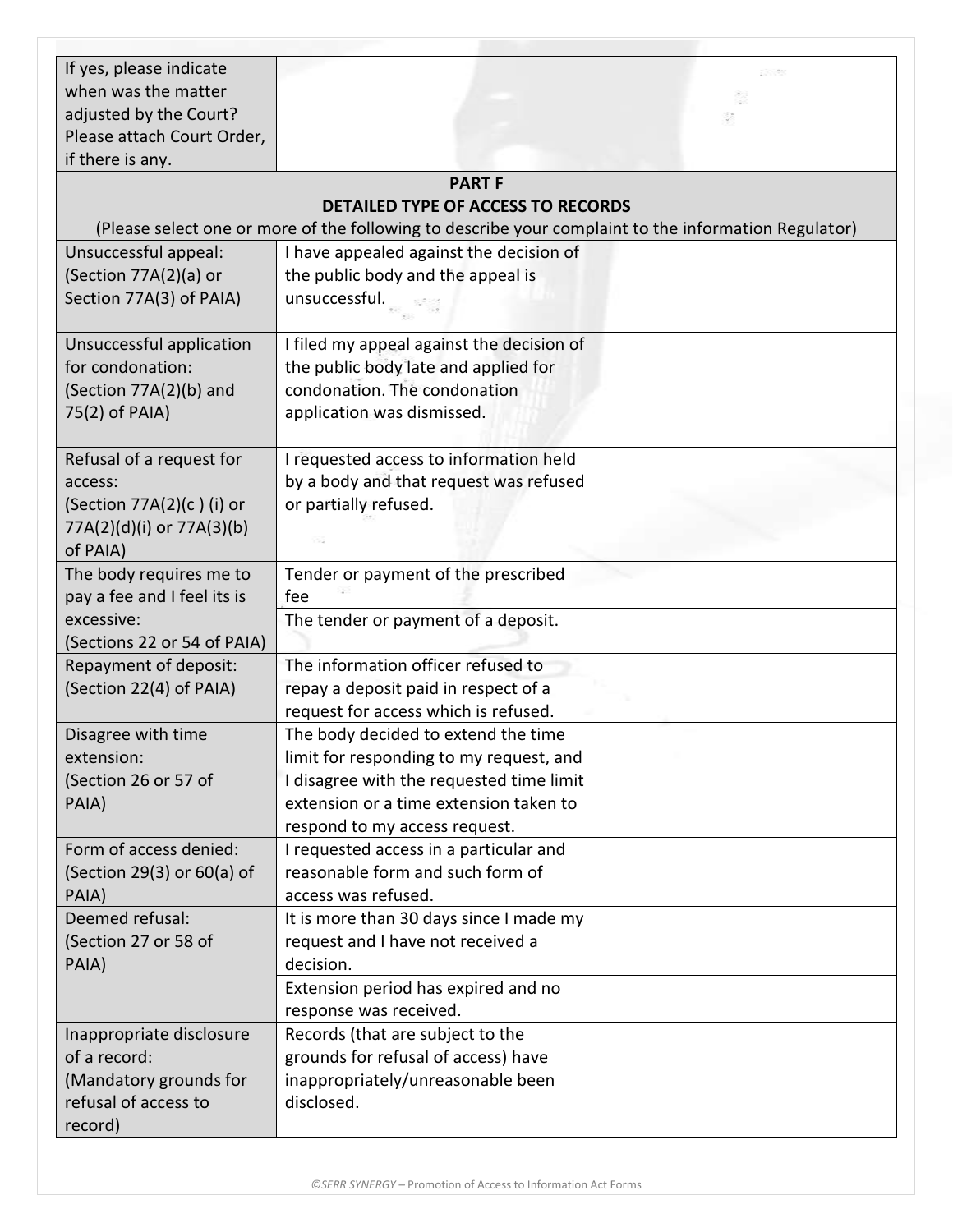| If yes, please indicate when was the matter adjusted by the Court? Please attach Court Order, if there is any. | | |
|---|---|---|
| **PART F**<br>**DETAILED TYPE OF ACCESS TO RECORDS**<br>(Please select one or more of the following to describe your complaint to the information Regulator) | | |
| Unsuccessful appeal: (Section 77A(2)(a) or Section 77A(3) of PAIA) | I have appealed against the decision of the public body and the appeal is unsuccessful. | |
| Unsuccessful application for condonation: (Section 77A(2)(b) and 75(2) of PAIA) | I filed my appeal against the decision of the public body late and applied for condonation. The condonation application was dismissed. | |
| Refusal of a request for access: (Section 77A(2)(c ) (i) or 77A(2)(d)(i) or 77A(3)(b) of PAIA) | I requested access to information held by a body and that request was refused or partially refused. | |
| The body requires me to pay a fee and I feel its is excessive: (Sections 22 or 54 of PAIA) | Tender or payment of the prescribed fee | |
| | The tender or payment of a deposit. | |
| Repayment of deposit: (Section 22(4) of PAIA) | The information officer refused to repay a deposit paid in respect of a request for access which is refused. | |
| Disagree with time extension: (Section 26 or 57 of PAIA) | The body decided to extend the time limit for responding to my request, and I disagree with the requested time limit extension or a time extension taken to respond to my access request. | |
| Form of access denied: (Section 29(3) or 60(a) of PAIA) | I requested access in a particular and reasonable form and such form of access was refused. | |
| Deemed refusal: (Section 27 or 58 of PAIA) | It is more than 30 days since I made my request and I have not received a decision. | |
| | Extension period has expired and no response was received. | |
| Inappropriate disclosure of a record: (Mandatory grounds for refusal of access to record) | Records (that are subject to the grounds for refusal of access) have inappropriately/unreasonable been disclosed. | |

©SERR SYNERGY – Promotion of Access to Information Act Forms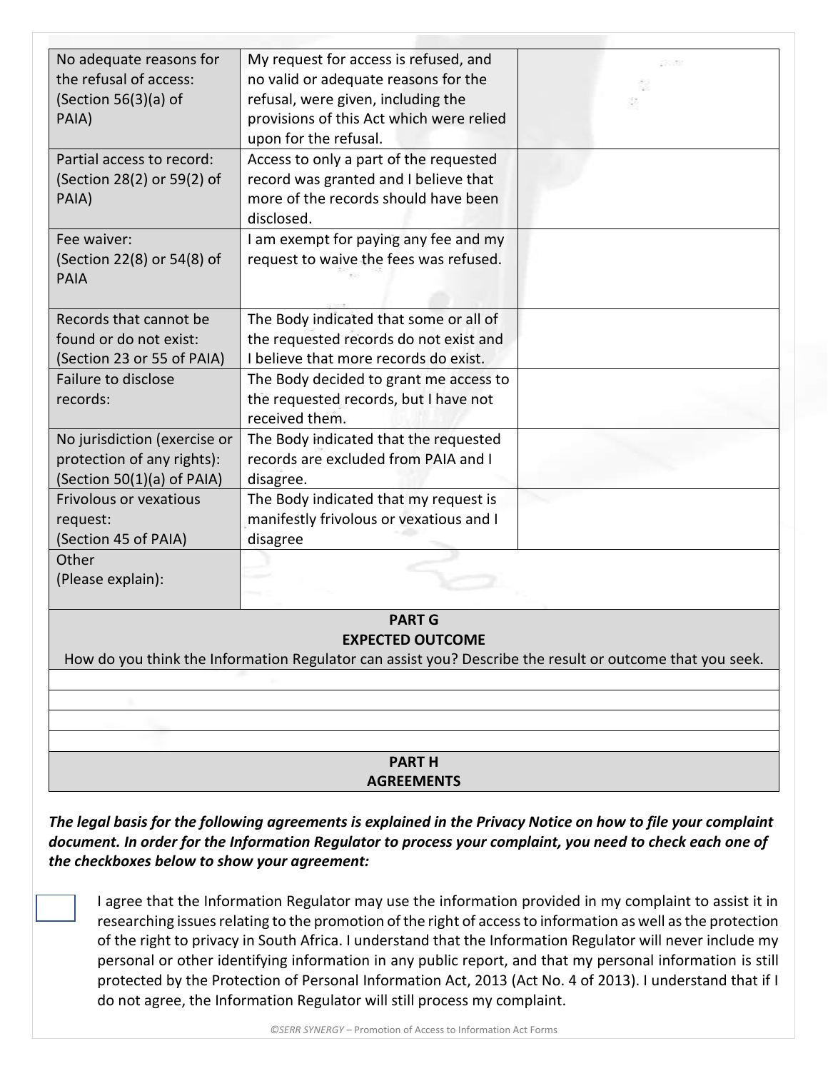| | | |
|---|---|---|
| No adequate reasons for the refusal of access: (Section 56(3)(a) of PAIA) | My request for access is refused, and no valid or adequate reasons for the refusal, were given, including the provisions of this Act which were relied upon for the refusal. | |
| Partial access to record: (Section 28(2) or 59(2) of PAIA) | Access to only a part of the requested record was granted and I believe that more of the records should have been disclosed. | |
| Fee waiver: (Section 22(8) or 54(8) of PAIA | I am exempt for paying any fee and my request to waive the fees was refused. | |
| Records that cannot be found or do not exist: (Section 23 or 55 of PAIA) | The Body indicated that some or all of the requested records do not exist and I believe that more records do exist. | |
| Failure to disclose records: | The Body decided to grant me access to the requested records, but I have not received them. | |
| No jurisdiction (exercise or protection of any rights): (Section 50(1)(a) of PAIA) | The Body indicated that the requested records are excluded from PAIA and I disagree. | |
| Frivolous or vexatious request: (Section 45 of PAIA) | The Body indicated that my request is manifestly frivolous or vexatious and I disagree | |
| Other (Please explain): | | |

| **PART G** **EXPECTED OUTCOME** How do you think the Information Regulator can assist you? Describe the result or outcome that you seek. |
|---|
| |
| |
| |
| |

| **PART H** **AGREEMENTS** |
|---|

***The legal basis for the following agreements is explained in the Privacy Notice on how to file your complaint document. In order for the Information Regulator to process your complaint, you need to check each one of the checkboxes below to show your agreement:***

☐ I agree that the Information Regulator may use the information provided in my complaint to assist it in researching issues relating to the promotion of the right of access to information as well as the protection of the right to privacy in South Africa. I understand that the Information Regulator will never include my personal or other identifying information in any public report, and that my personal information is still protected by the Protection of Personal Information Act, 2013 (Act No. 4 of 2013). I understand that if I do not agree, the Information Regulator will still process my complaint.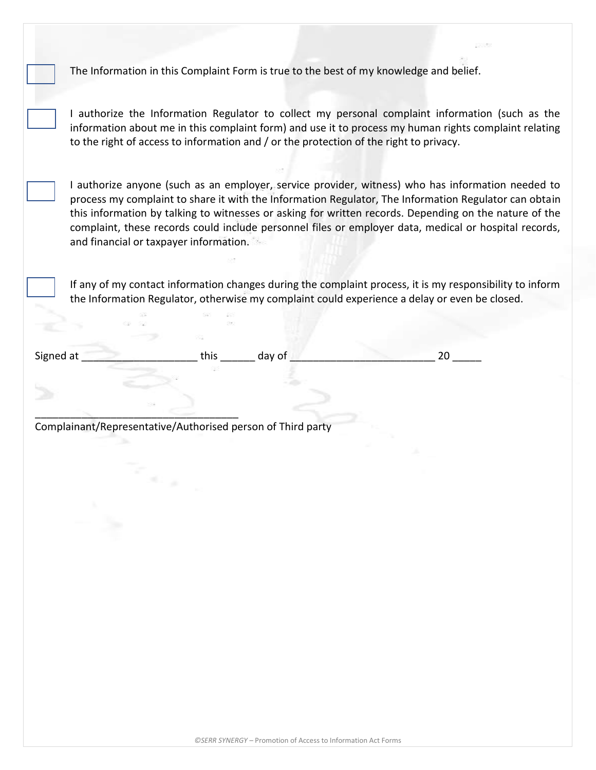- [ ] The Information in this Complaint Form is true to the best of my knowledge and belief.

- [ ] I authorize the Information Regulator to collect my personal complaint information (such as the information about me in this complaint form) and use it to process my human rights complaint relating to the right of access to information and / or the protection of the right to privacy.

- [ ] I authorize anyone (such as an employer, service provider, witness) who has information needed to process my complaint to share it with the Information Regulator, The Information Regulator can obtain this information by talking to witnesses or asking for written records. Depending on the nature of the complaint, these records could include personnel files or employer data, medical or hospital records, and financial or taxpayer information.

- [ ] If any of my contact information changes during the complaint process, it is my responsibility to inform the Information Regulator, otherwise my complaint could experience a delay or even be closed.

Signed at ____________________ this ______ day of _________________________ 20 _____

____________________________________

Complainant/Representative/Authorised person of Third party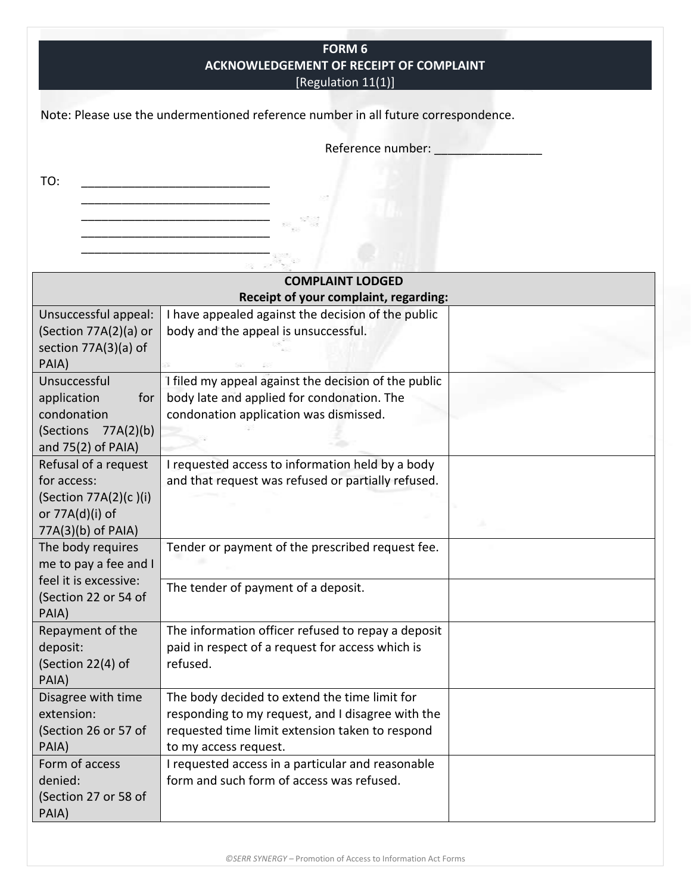# FORM 6
## ACKNOWLEDGEMENT OF RECEIPT OF COMPLAINT
[Regulation 11(1)]

Note: Please use the undermentioned reference number in all future correspondence.

Reference number: ________________

TO: ____________________________
____________________________
____________________________
____________________________
____________________________

| COMPLAINT LODGED<br>Receipt of your complaint, regarding: | | |
|---|---|---|
| Unsuccessful appeal: (Section 77A(2)(a) or section 77A(3)(a) of PAIA) | I have appealed against the decision of the public body and the appeal is unsuccessful. | |
| Unsuccessful application for condonation (Sections 77A(2)(b) and 75(2) of PAIA) | I filed my appeal against the decision of the public body late and applied for condonation. The condonation application was dismissed. | |
| Refusal of a request for access: (Section 77A(2)(c )(i) or 77A(d)(i) of 77A(3)(b) of PAIA) | I requested access to information held by a body and that request was refused or partially refused. | |
| The body requires me to pay a fee and I feel it is excessive: (Section 22 or 54 of PAIA) | Tender or payment of the prescribed request fee. | |
| | The tender of payment of a deposit. | |
| Repayment of the deposit: (Section 22(4) of PAIA) | The information officer refused to repay a deposit paid in respect of a request for access which is refused. | |
| Disagree with time extension: (Section 26 or 57 of PAIA) | The body decided to extend the time limit for responding to my request, and I disagree with the requested time limit extension taken to respond to my access request. | |
| Form of access denied: (Section 27 or 58 of PAIA) | I requested access in a particular and reasonable form and such form of access was refused. | |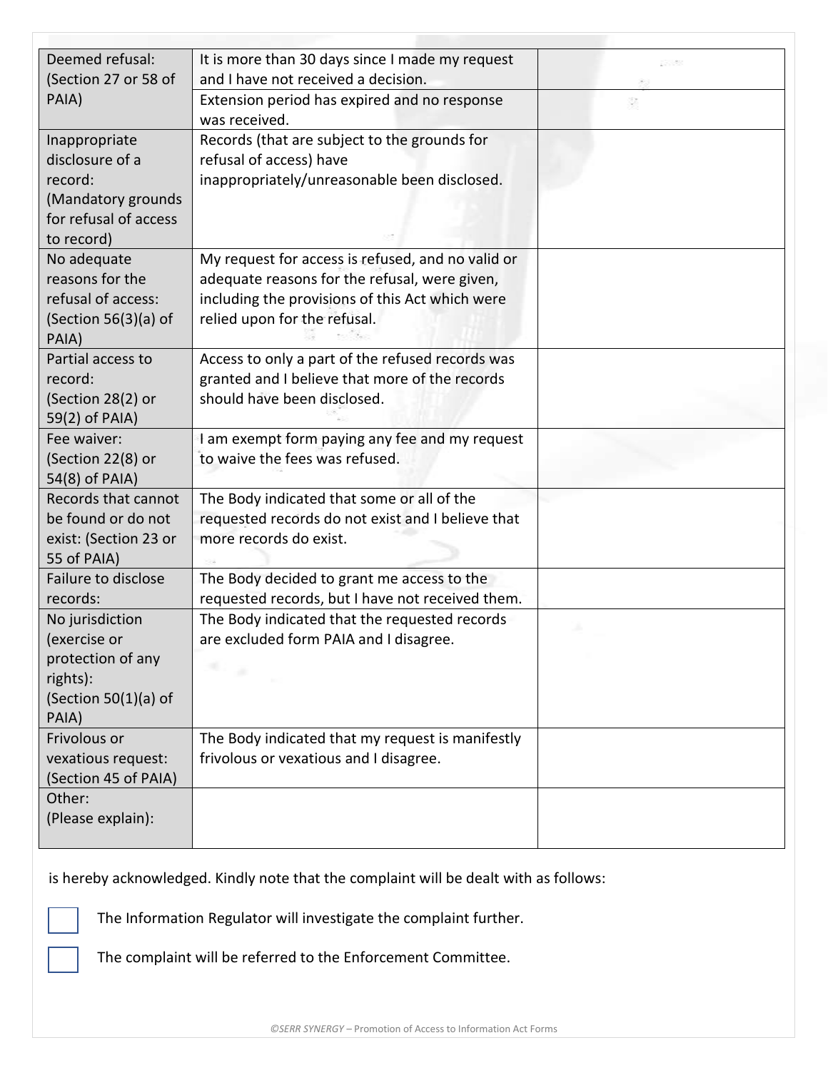| | | |
|---|---|---|
| Deemed refusal: (Section 27 or 58 of PAIA) | It is more than 30 days since I made my request and I have not received a decision. | |
| | Extension period has expired and no response was received. | |
| Inappropriate disclosure of a record: (Mandatory grounds for refusal of access to record) | Records (that are subject to the grounds for refusal of access) have inappropriately/unreasonable been disclosed. | |
| No adequate reasons for the refusal of access: (Section 56(3)(a) of PAIA) | My request for access is refused, and no valid or adequate reasons for the refusal, were given, including the provisions of this Act which were relied upon for the refusal. | |
| Partial access to record: (Section 28(2) or 59(2) of PAIA) | Access to only a part of the refused records was granted and I believe that more of the records should have been disclosed. | |
| Fee waiver: (Section 22(8) or 54(8) of PAIA) | I am exempt form paying any fee and my request to waive the fees was refused. | |
| Records that cannot be found or do not exist: (Section 23 or 55 of PAIA) | The Body indicated that some or all of the requested records do not exist and I believe that more records do exist. | |
| Failure to disclose records: | The Body decided to grant me access to the requested records, but I have not received them. | |
| No jurisdiction (exercise or protection of any rights): (Section 50(1)(a) of PAIA) | The Body indicated that the requested records are excluded form PAIA and I disagree. | |
| Frivolous or vexatious request: (Section 45 of PAIA) | The Body indicated that my request is manifestly frivolous or vexatious and I disagree. | |
| Other: (Please explain): | | |

is hereby acknowledged. Kindly note that the complaint will be dealt with as follows:

☐ The Information Regulator will investigate the complaint further.

☐ The complaint will be referred to the Enforcement Committee.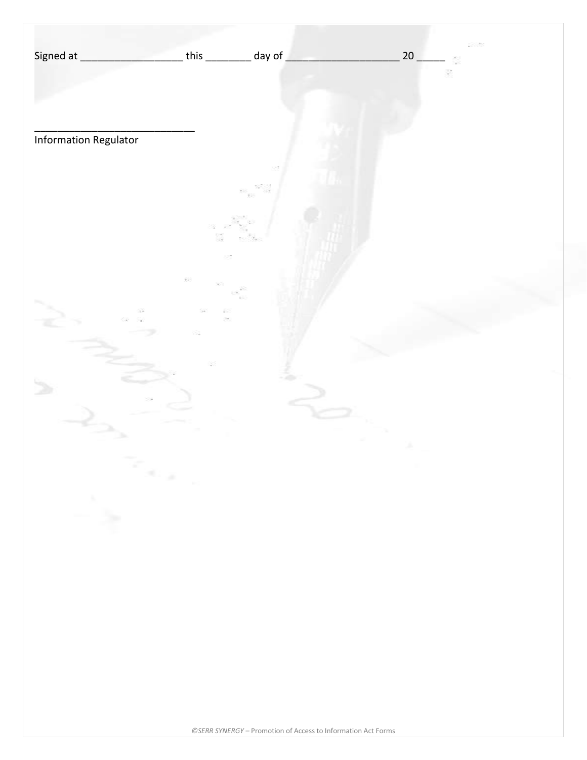Signed at __________________ this ________ day of ____________________ 20 _____

____________________________
Information Regulator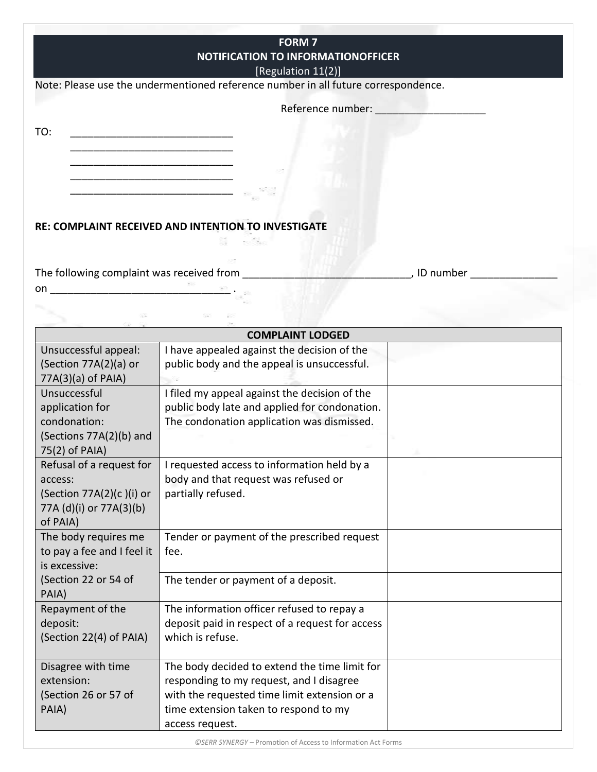**FORM 7**
**NOTIFICATION TO INFORMATIONOFFICER**
[Regulation 11(2)]

Note: Please use the undermentioned reference number in all future correspondence.

Reference number: ___________________

TO: ____________________________
____________________________
____________________________
____________________________
____________________________

**RE: COMPLAINT RECEIVED AND INTENTION TO INVESTIGATE**

The following complaint was received from _____________________________, ID number _______________ on _______________________________ .

| COMPLAINT LODGED | | |
|---|---|---|
| Unsuccessful appeal: (Section 77A(2)(a) or 77A(3)(a) of PAIA) | I have appealed against the decision of the public body and the appeal is unsuccessful. | |
| Unsuccessful application for condonation: (Sections 77A(2)(b) and 75(2) of PAIA) | I filed my appeal against the decision of the public body late and applied for condonation. The condonation application was dismissed. | |
| Refusal of a request for access: (Section 77A(2)(c )(i) or 77A (d)(i) or 77A(3)(b) of PAIA) | I requested access to information held by a body and that request was refused or partially refused. | |
| The body requires me to pay a fee and I feel it is excessive: (Section 22 or 54 of PAIA) | Tender or payment of the prescribed request fee. | |
| | The tender or payment of a deposit. | |
| Repayment of the deposit: (Section 22(4) of PAIA) | The information officer refused to repay a deposit paid in respect of a request for access which is refuse. | |
| Disagree with time extension: (Section 26 or 57 of PAIA) | The body decided to extend the time limit for responding to my request, and I disagree with the requested time limit extension or a time extension taken to respond to my access request. | |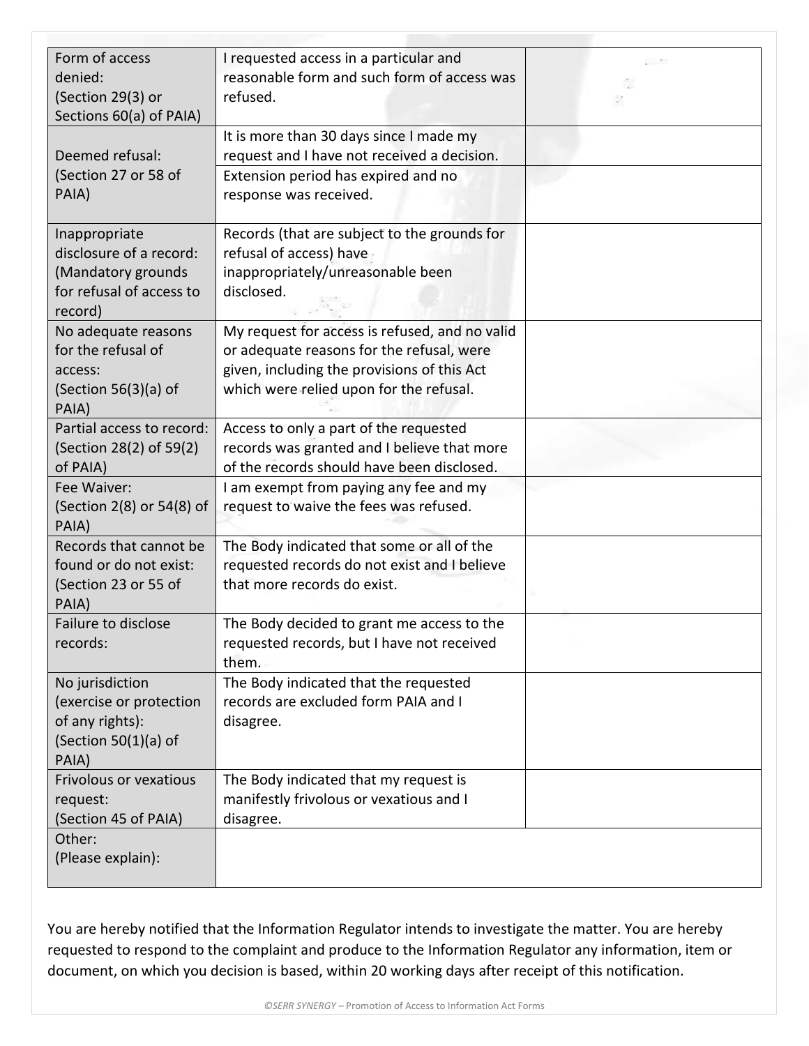| Form of access denied: (Section 29(3) or Sections 60(a) of PAIA) | I requested access in a particular and reasonable form and such form of access was refused. | |
|---|---|---|
| Deemed refusal: (Section 27 or 58 of PAIA) | It is more than 30 days since I made my request and I have not received a decision. | |
| | Extension period has expired and no response was received. | |
| Inappropriate disclosure of a record: (Mandatory grounds for refusal of access to record) | Records (that are subject to the grounds for refusal of access) have inappropriately/unreasonable been disclosed. | |
| No adequate reasons for the refusal of access: (Section 56(3)(a) of PAIA) | My request for access is refused, and no valid or adequate reasons for the refusal, were given, including the provisions of this Act which were relied upon for the refusal. | |
| Partial access to record: (Section 28(2) of 59(2) of PAIA) | Access to only a part of the requested records was granted and I believe that more of the records should have been disclosed. | |
| Fee Waiver: (Section 2(8) or 54(8) of PAIA) | I am exempt from paying any fee and my request to waive the fees was refused. | |
| Records that cannot be found or do not exist: (Section 23 or 55 of PAIA) | The Body indicated that some or all of the requested records do not exist and I believe that more records do exist. | |
| Failure to disclose records: | The Body decided to grant me access to the requested records, but I have not received them. | |
| No jurisdiction (exercise or protection of any rights): (Section 50(1)(a) of PAIA) | The Body indicated that the requested records are excluded form PAIA and I disagree. | |
| Frivolous or vexatious request: (Section 45 of PAIA) | The Body indicated that my request is manifestly frivolous or vexatious and I disagree. | |
| Other: (Please explain): | | |

You are hereby notified that the Information Regulator intends to investigate the matter. You are hereby requested to respond to the complaint and produce to the Information Regulator any information, item or document, on which you decision is based, within 20 working days after receipt of this notification.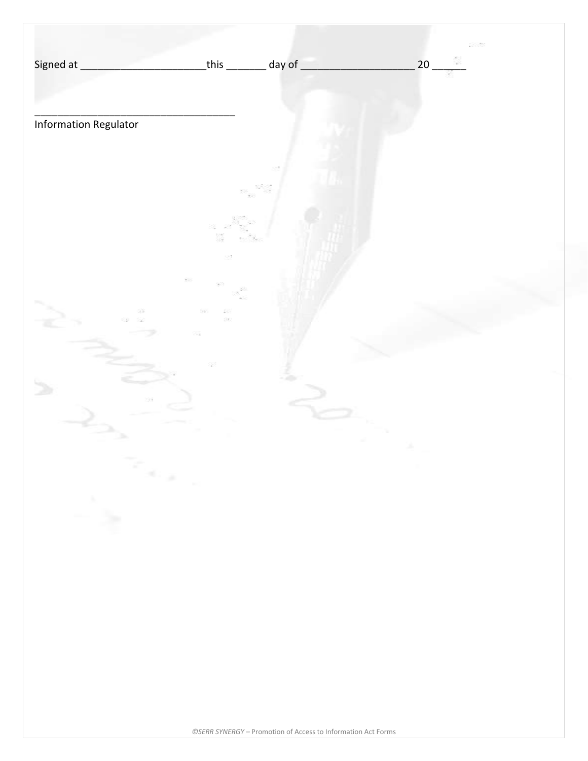Signed at ______________________this _______ day of ____________________ 20 ______

___________________________________
Information Regulator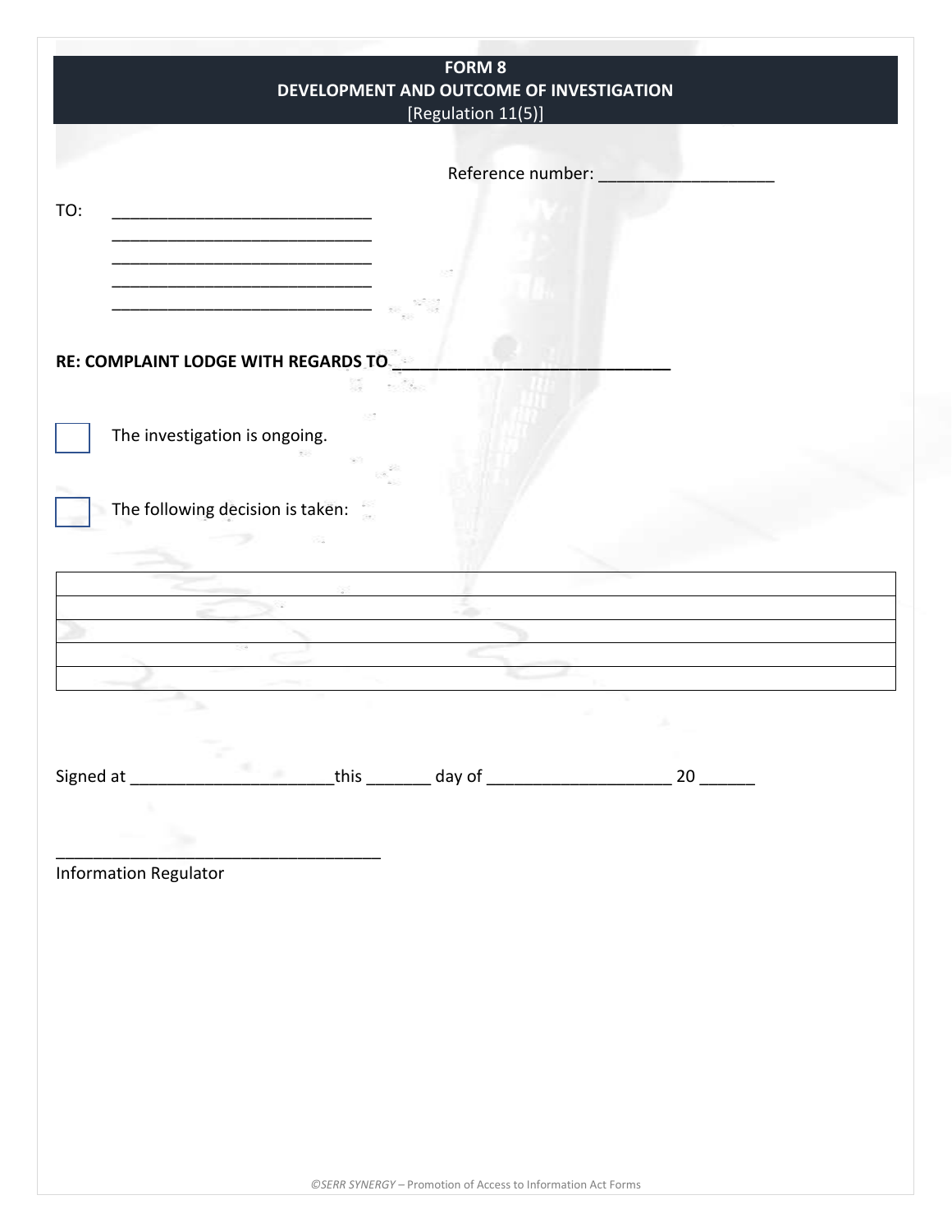# FORM 8
## DEVELOPMENT AND OUTCOME OF INVESTIGATION
[Regulation 11(5)]

Reference number: ___________________

TO: ____________________________
____________________________
____________________________
____________________________
____________________________

**RE: COMPLAINT LODGE WITH REGARDS TO______________________________**

☐ The investigation is ongoing.

☐ The following decision is taken:

| |
|---|
| |
| |
| |
| |

Signed at ______________________this _______ day of ____________________ 20 ______

___________________________________
Information Regulator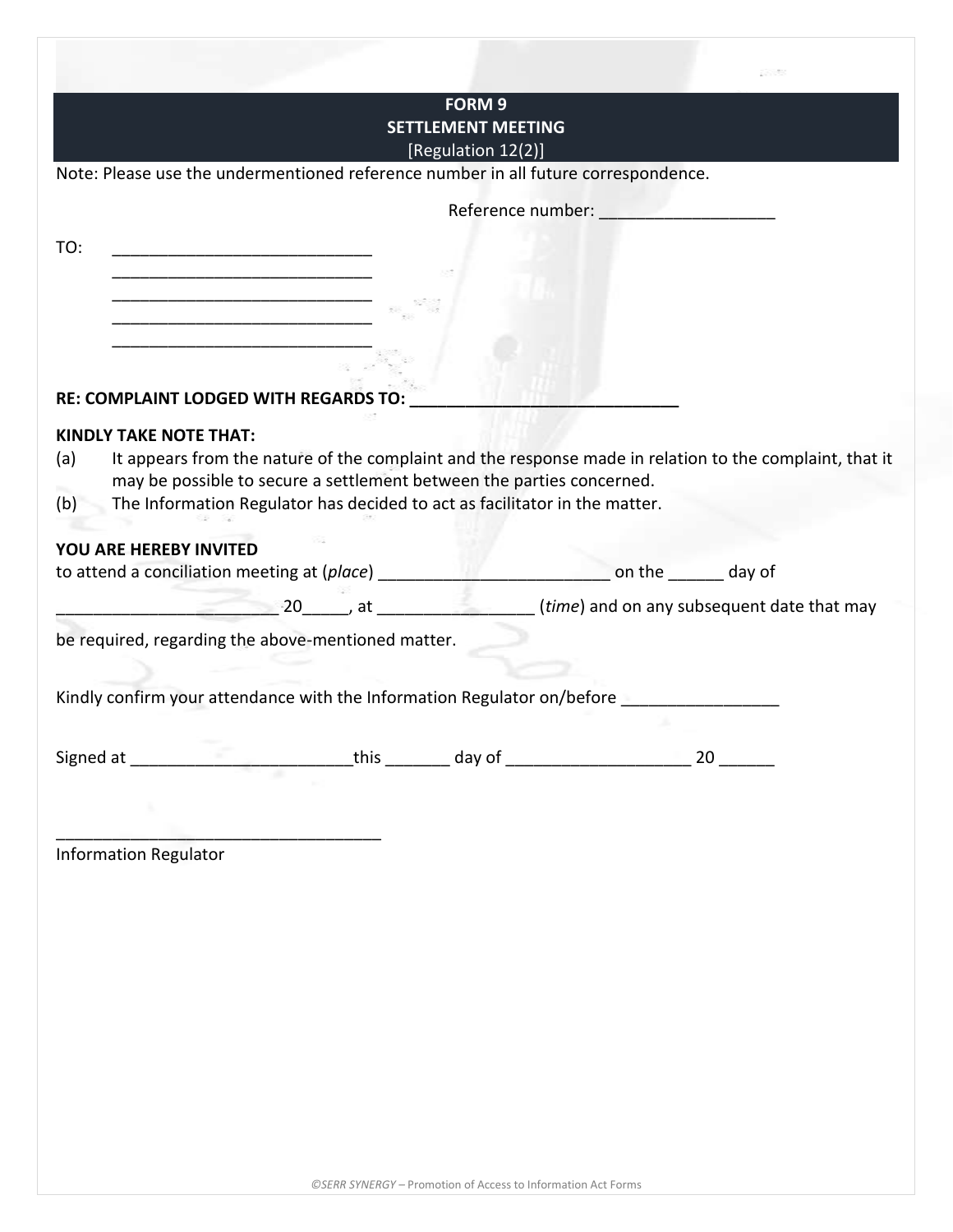**FORM 9**
**SETTLEMENT MEETING**
[Regulation 12(2)]

Note: Please use the undermentioned reference number in all future correspondence.

Reference number: ___________________

TO: ____________________________
____________________________
____________________________
____________________________
____________________________

**RE: COMPLAINT LODGED WITH REGARDS TO: ______________________________**

**KINDLY TAKE NOTE THAT:**

(a) It appears from the nature of the complaint and the response made in relation to the complaint, that it may be possible to secure a settlement between the parties concerned.

(b) The Information Regulator has decided to act as facilitator in the matter.

**YOU ARE HEREBY INVITED**

to attend a conciliation meeting at (*place*) _________________________ on the ______ day of ________________________ 20_____, at ________________ (*time*) and on any subsequent date that may be required, regarding the above-mentioned matter.

Kindly confirm your attendance with the Information Regulator on/before _________________

Signed at ________________________this _______ day of ____________________ 20 ______

___________________________________
Information Regulator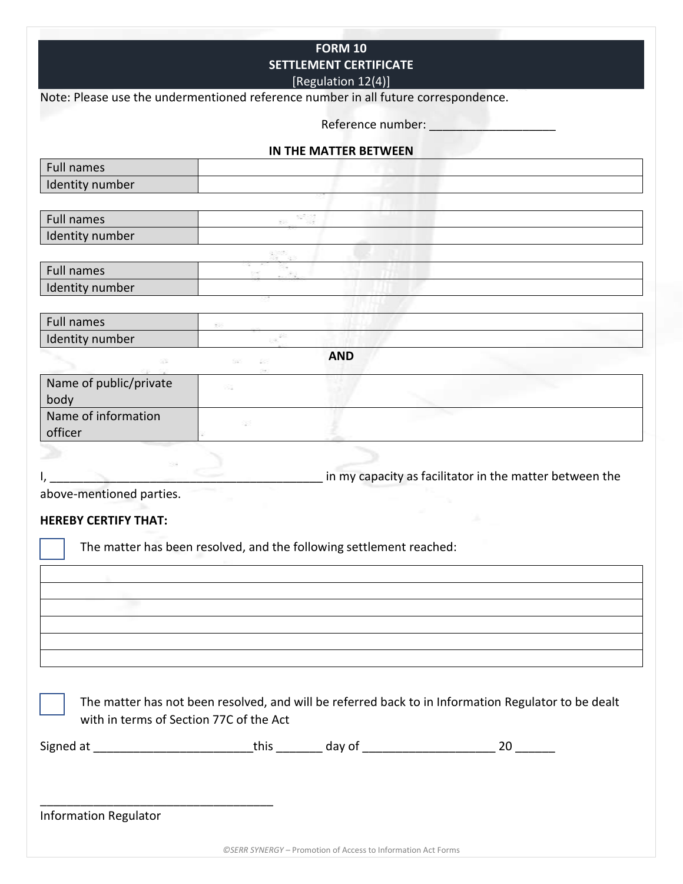# FORM 10
## SETTLEMENT CERTIFICATE
[Regulation 12(4)]

Note: Please use the undermentioned reference number in all future correspondence.

Reference number: ___________________

**IN THE MATTER BETWEEN**

| Full names | |
|---|---|
| Identity number | |

| Full names | |
|---|---|
| Identity number | |

| Full names | |
|---|---|
| Identity number | |

| Full names | |
|---|---|
| Identity number | |

**AND**

| Name of public/private body | |
|---|---|
| Name of information officer | |

I, ___________________________________________ in my capacity as facilitator in the matter between the above-mentioned parties.

**HEREBY CERTIFY THAT:**

☐ The matter has been resolved, and the following settlement reached:

| |
|---|
| |
| |
| |
| |
| |
| |

☐ The matter has not been resolved, and will be referred back to in Information Regulator to be dealt with in terms of Section 77C of the Act

Signed at ________________________this _______ day of ____________________ 20 ______

___________________________________

Information Regulator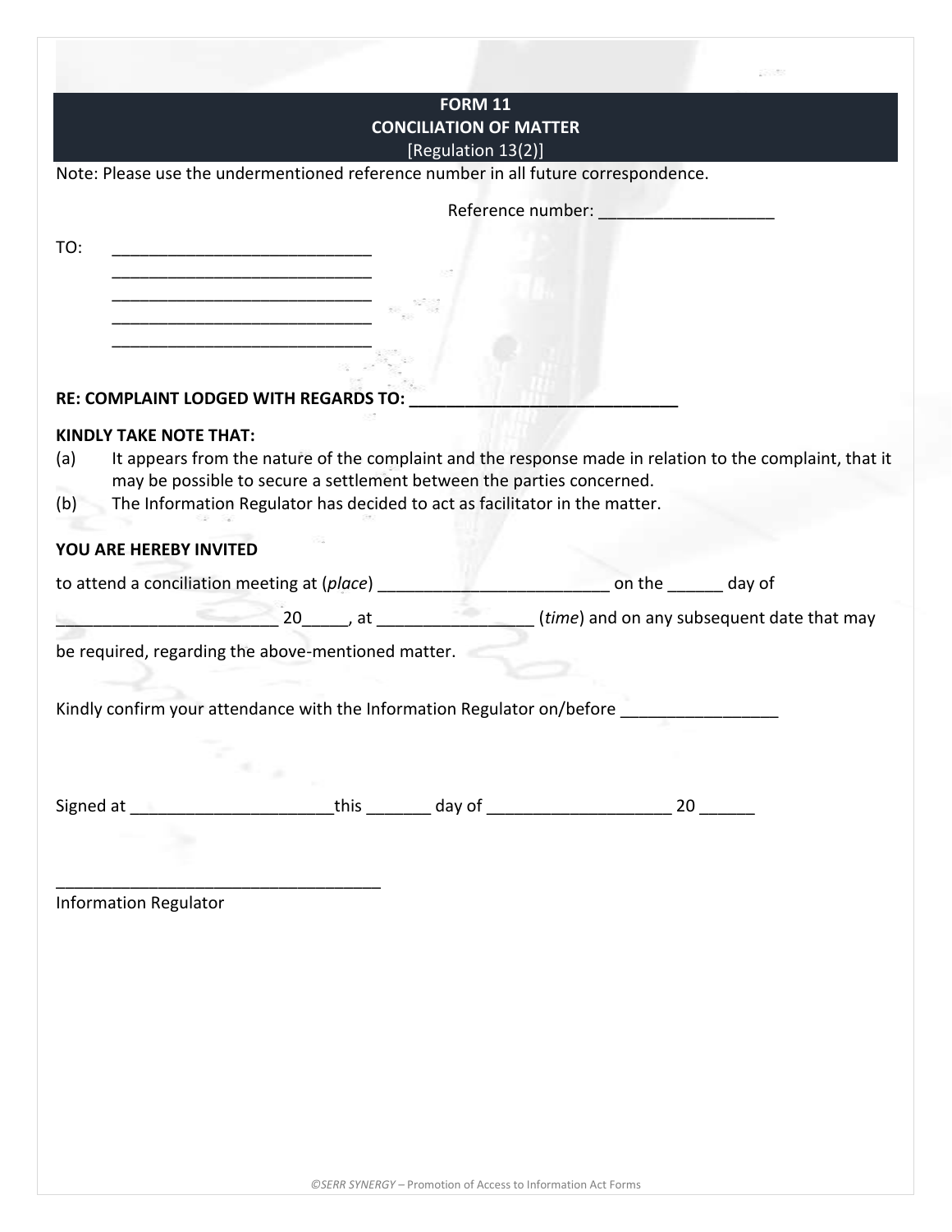# FORM 11
## CONCILIATION OF MATTER
[Regulation 13(2)]

Note: Please use the undermentioned reference number in all future correspondence.

Reference number: ___________________

TO: ____________________________
____________________________
____________________________
____________________________
____________________________

**RE: COMPLAINT LODGED WITH REGARDS TO: ______________________________**

**KINDLY TAKE NOTE THAT:**

(a) It appears from the nature of the complaint and the response made in relation to the complaint, that it may be possible to secure a settlement between the parties concerned.

(b) The Information Regulator has decided to act as facilitator in the matter.

**YOU ARE HEREBY INVITED**

to attend a conciliation meeting at (*place*) _________________________ on the ______ day of ________________________ 20_____, at ________________ (*time*) and on any subsequent date that may be required, regarding the above-mentioned matter.

Kindly confirm your attendance with the Information Regulator on/before _________________

Signed at _____________________this _______ day of ___________________ 20 ______

___________________________________
Information Regulator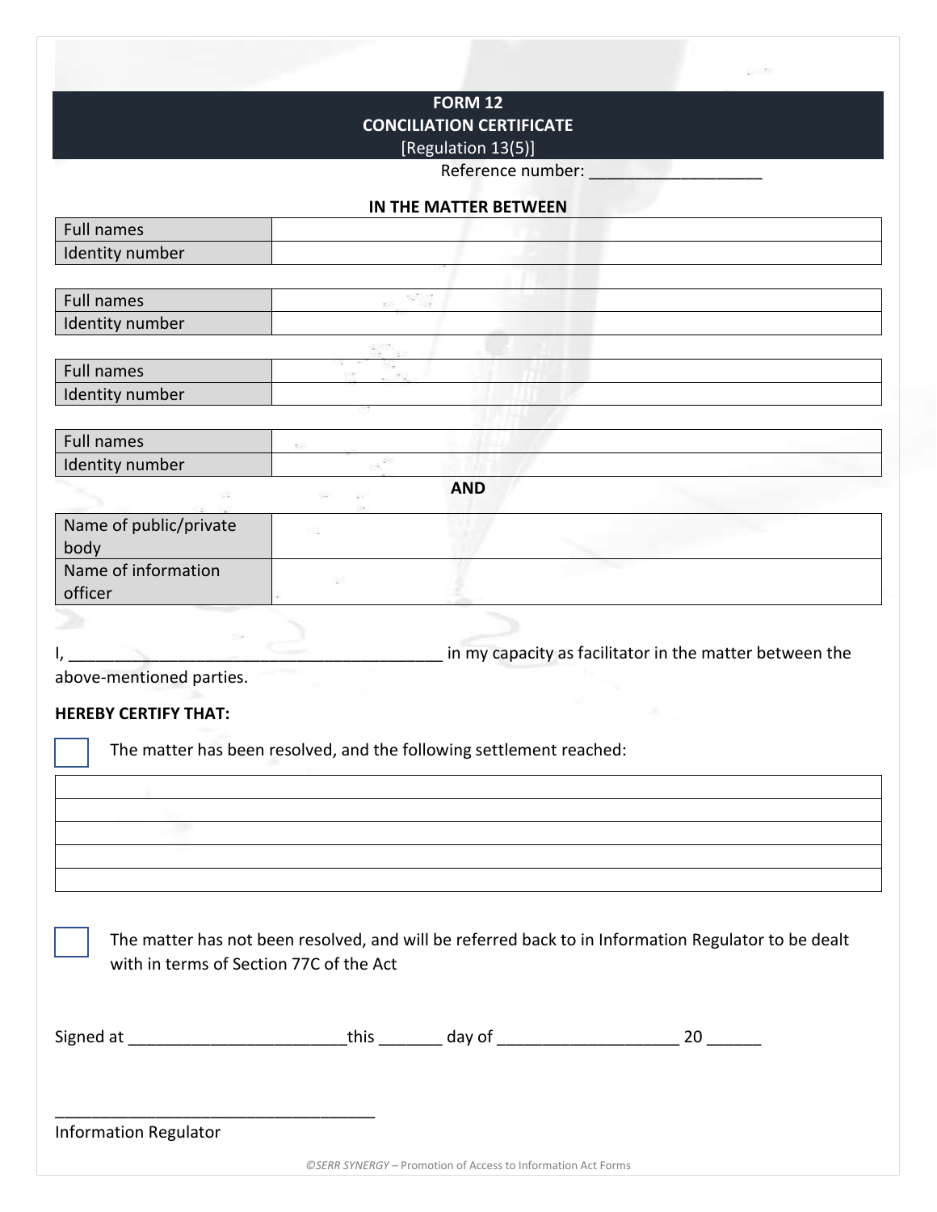# FORM 12
## CONCILIATION CERTIFICATE
[Regulation 13(5)]

Reference number: ___________________

**IN THE MATTER BETWEEN**

| Full names | |
|---|---|
| Identity number | |

| Full names | |
|---|---|
| Identity number | |

| Full names | |
|---|---|
| Identity number | |

| Full names | |
|---|---|
| Identity number | |

**AND**

| Name of public/private body | |
|---|---|
| Name of information officer | |

I, ________________________________________ in my capacity as facilitator in the matter between the above-mentioned parties.

**HEREBY CERTIFY THAT:**

☐ The matter has been resolved, and the following settlement reached:

| |
|---|
| |
| |
| |
| |
| |

☐ The matter has not been resolved, and will be referred back to in Information Regulator to be dealt with in terms of Section 77C of the Act

Signed at ________________________this _______ day of ____________________ 20 ______

___________________________________
Information Regulator

©SERR SYNERGY – Promotion of Access to Information Act Forms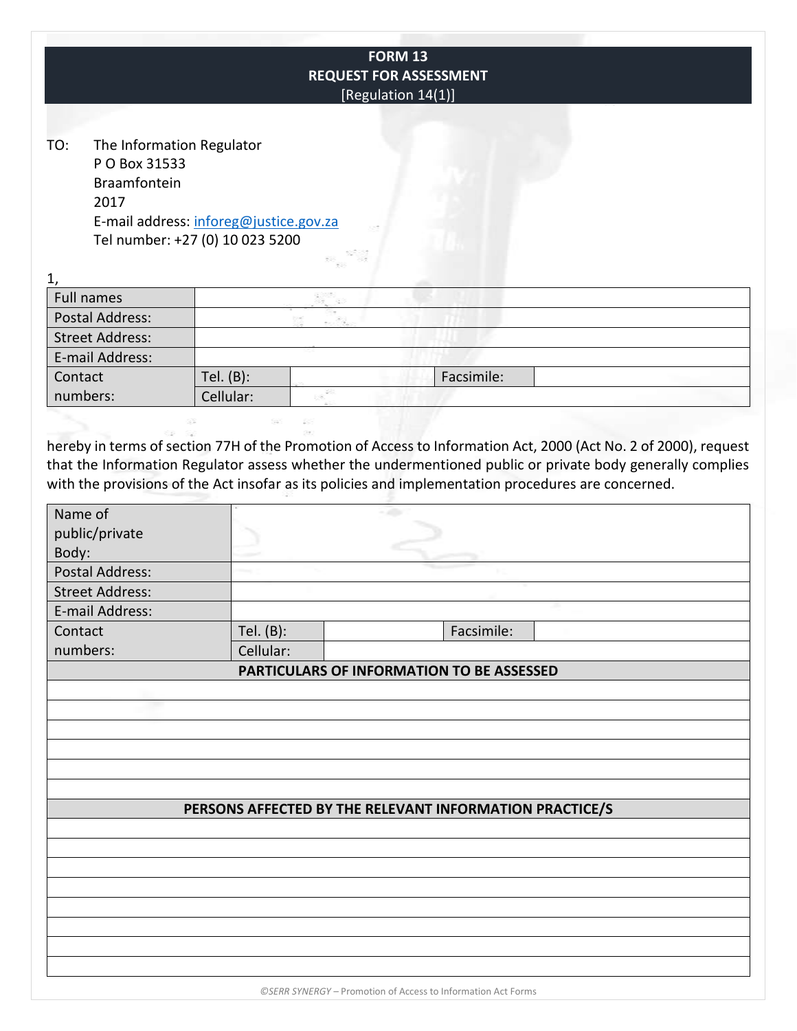# FORM 13
## REQUEST FOR ASSESSMENT
[Regulation 14(1)]

TO: The Information Regulator
P O Box 31533
Braamfontein
2017
E-mail address: inforeg@justice.gov.za
Tel number: +27 (0) 10 023 5200

1,

| Full names | | | | |
|---|---|---|---|---|
| Postal Address: | | | | |
| Street Address: | | | | |
| E-mail Address: | | | | |
| Contact numbers: | Tel. (B): | | Facsimile: | |
| | Cellular: | | | |

hereby in terms of section 77H of the Promotion of Access to Information Act, 2000 (Act No. 2 of 2000), request that the Information Regulator assess whether the undermentioned public or private body generally complies with the provisions of the Act insofar as its policies and implementation procedures are concerned.

| Name of public/private Body: | | | | |
|---|---|---|---|---|
| Postal Address: | | | | |
| Street Address: | | | | |
| E-mail Address: | | | | |
| Contact numbers: | Tel. (B): | | Facsimile: | |
| | Cellular: | | | |
| **PARTICULARS OF INFORMATION TO BE ASSESSED** | | | | |
| | | | | |
| | | | | |
| | | | | |
| | | | | |
| | | | | |
| | | | | |
| **PERSONS AFFECTED BY THE RELEVANT INFORMATION PRACTICE/S** | | | | |
| | | | | |
| | | | | |
| | | | | |
| | | | | |
| | | | | |
| | | | | |
| | | | | |
| | | | | |

©SERR SYNERGY – Promotion of Access to Information Act Forms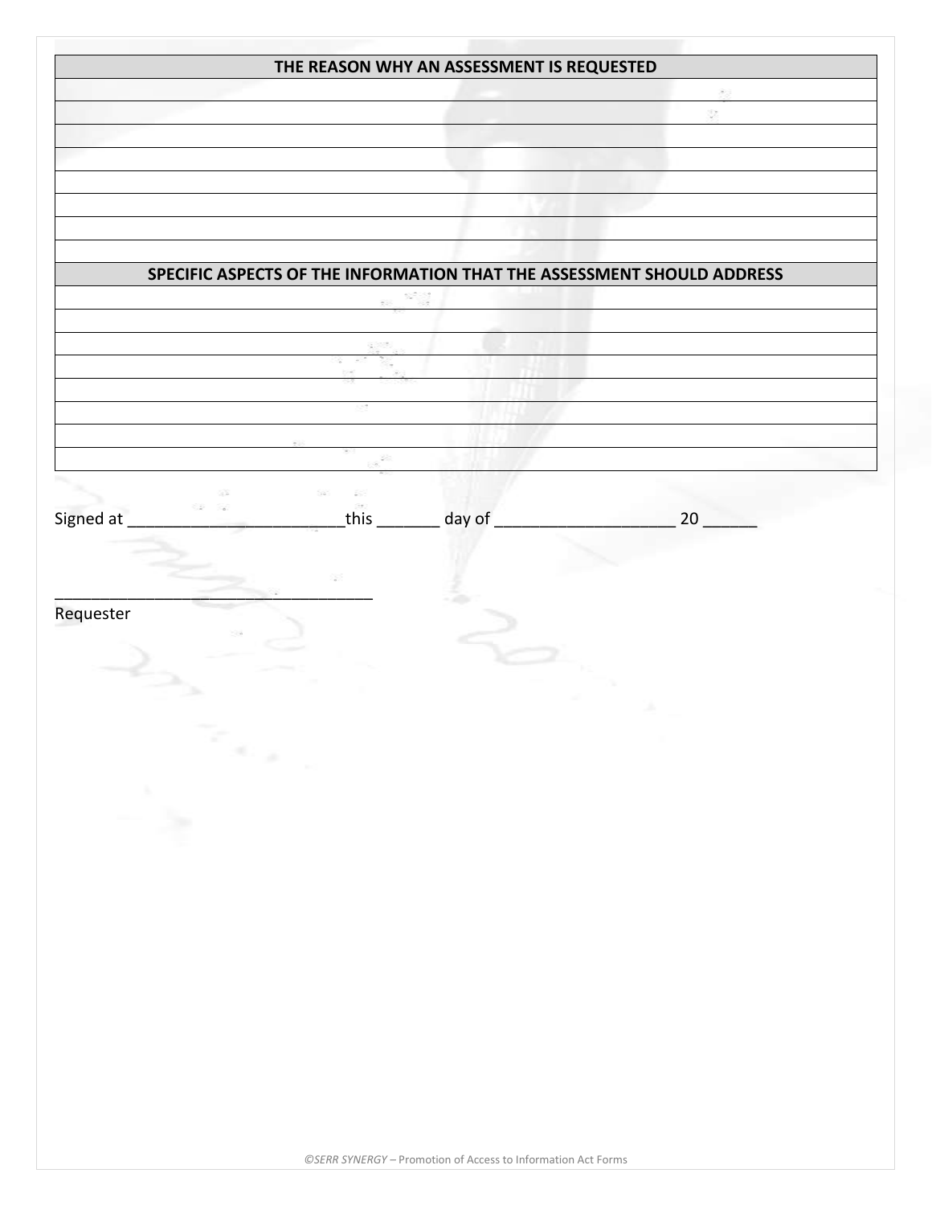| THE REASON WHY AN ASSESSMENT IS REQUESTED |
| --- |
| |
| |
| |
| |
| |
| |
| |
| |

| SPECIFIC ASPECTS OF THE INFORMATION THAT THE ASSESSMENT SHOULD ADDRESS |
| --- |
| |
| |
| |
| |
| |
| |
| |
| |

Signed at ________________________this _______ day of ____________________ 20 ______

___________________________________
Requester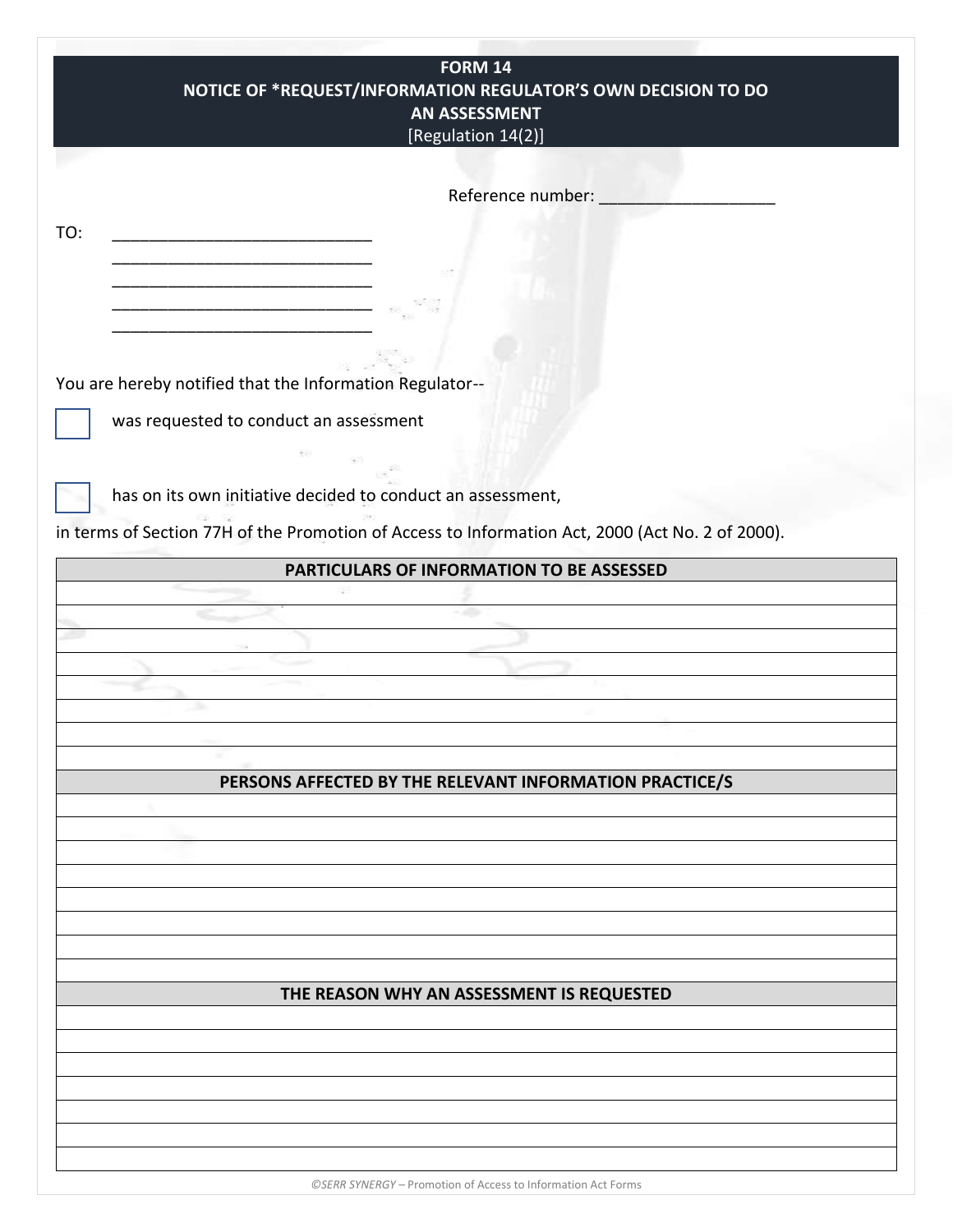# FORM 14
## NOTICE OF *REQUEST/INFORMATION REGULATOR'S OWN DECISION TO DO AN ASSESSMENT
[Regulation 14(2)]

Reference number: ____________________

TO: ______________________________
______________________________
______________________________
______________________________
______________________________

You are hereby notified that the Information Regulator--

☐ was requested to conduct an assessment

☐ has on its own initiative decided to conduct an assessment,

in terms of Section 77H of the Promotion of Access to Information Act, 2000 (Act No. 2 of 2000).

| PARTICULARS OF INFORMATION TO BE ASSESSED |
|---|
| |
| |
| |
| |
| |
| |
| |
| |
| **PERSONS AFFECTED BY THE RELEVANT INFORMATION PRACTICE/S** |
| |
| |
| |
| |
| |
| |
| |
| |
| **THE REASON WHY AN ASSESSMENT IS REQUESTED** |
| |
| |
| |
| |
| |
| |
| |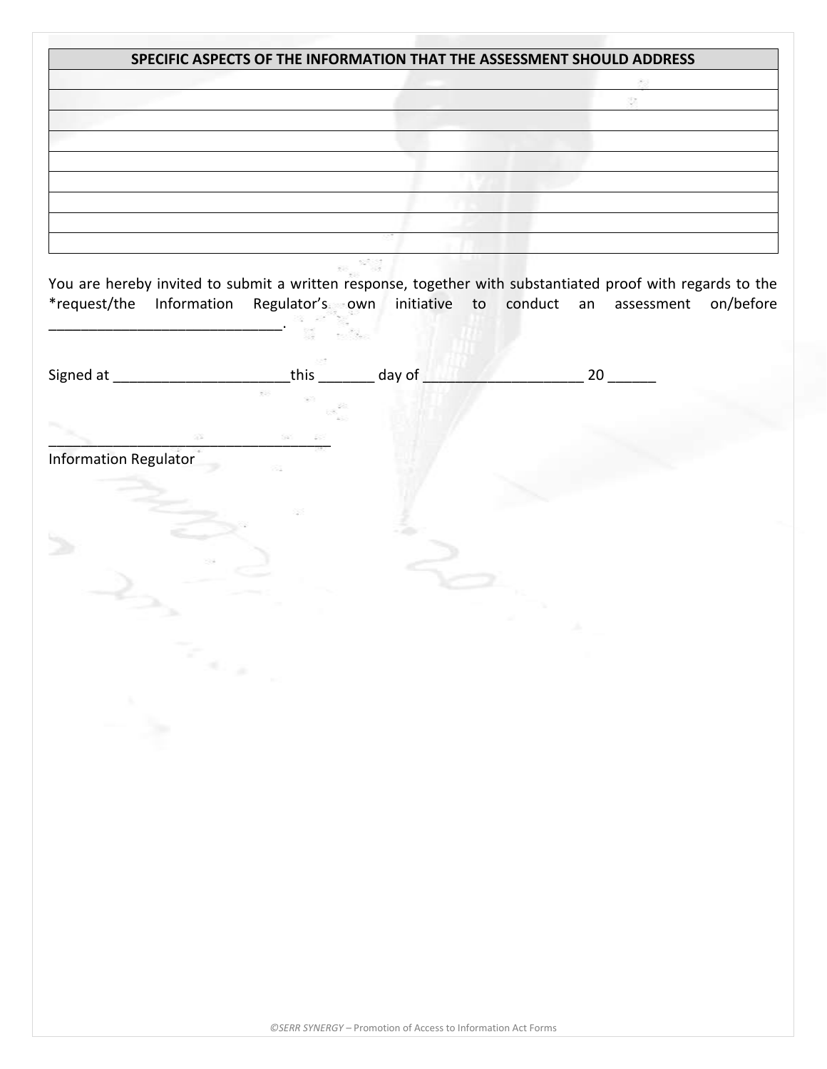| SPECIFIC ASPECTS OF THE INFORMATION THAT THE ASSESSMENT SHOULD ADDRESS |
|---|
| |
| |
| |
| |
| |
| |
| |
| |
| |

You are hereby invited to submit a written response, together with substantiated proof with regards to the *request/the Information Regulator's own initiative to conduct an assessment on/before _____________________________.

Signed at ______________________this _______ day of ____________________ 20 ______

___________________________________
Information Regulator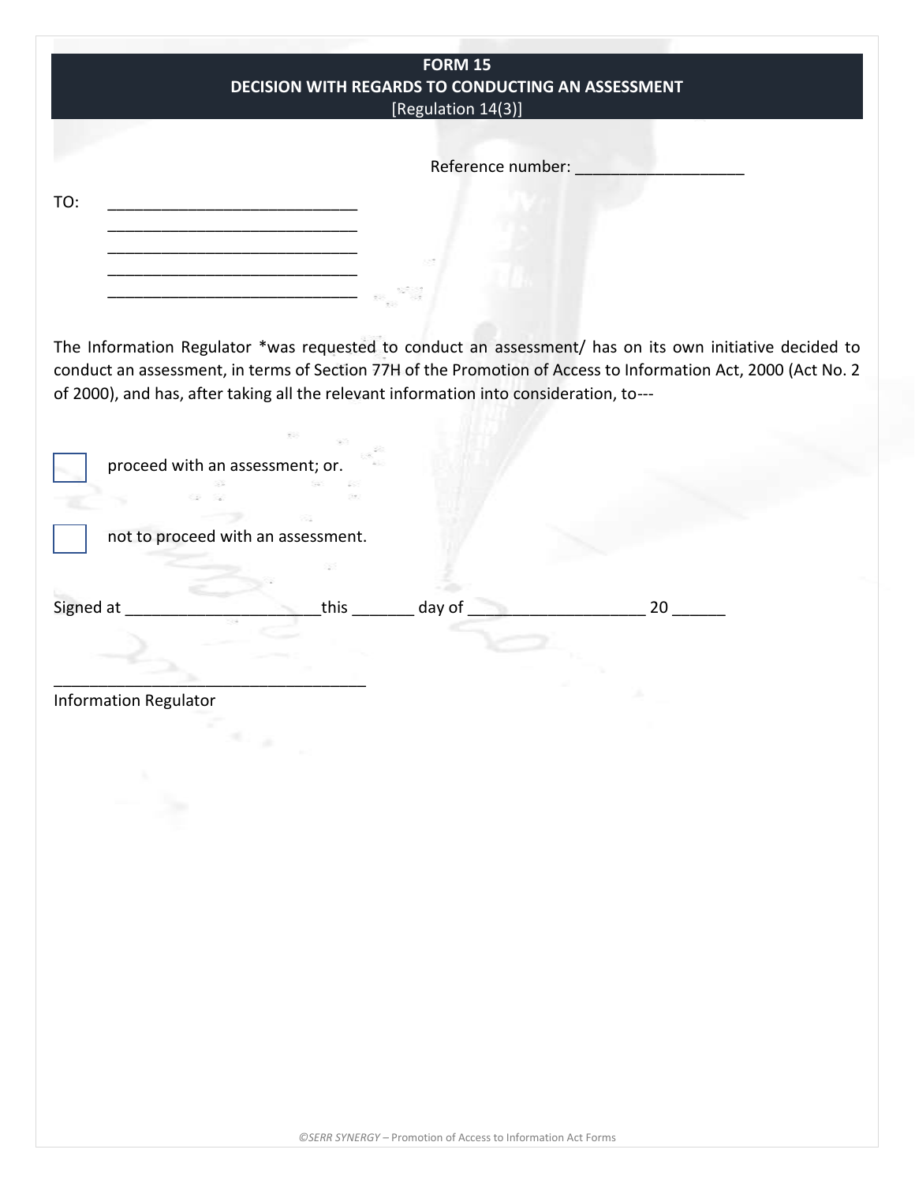# FORM 15
## DECISION WITH REGARDS TO CONDUCTING AN ASSESSMENT
[Regulation 14(3)]

Reference number: ___________________

TO: ____________________________
____________________________
____________________________
____________________________
____________________________

The Information Regulator *was requested to conduct an assessment/ has on its own initiative decided to conduct an assessment, in terms of Section 77H of the Promotion of Access to Information Act, 2000 (Act No. 2 of 2000), and has, after taking all the relevant information into consideration, to---

☐ proceed with an assessment; or.

☐ not to proceed with an assessment.

Signed at _____________________this _______ day of ___________________ 20 ______

___________________________________
Information Regulator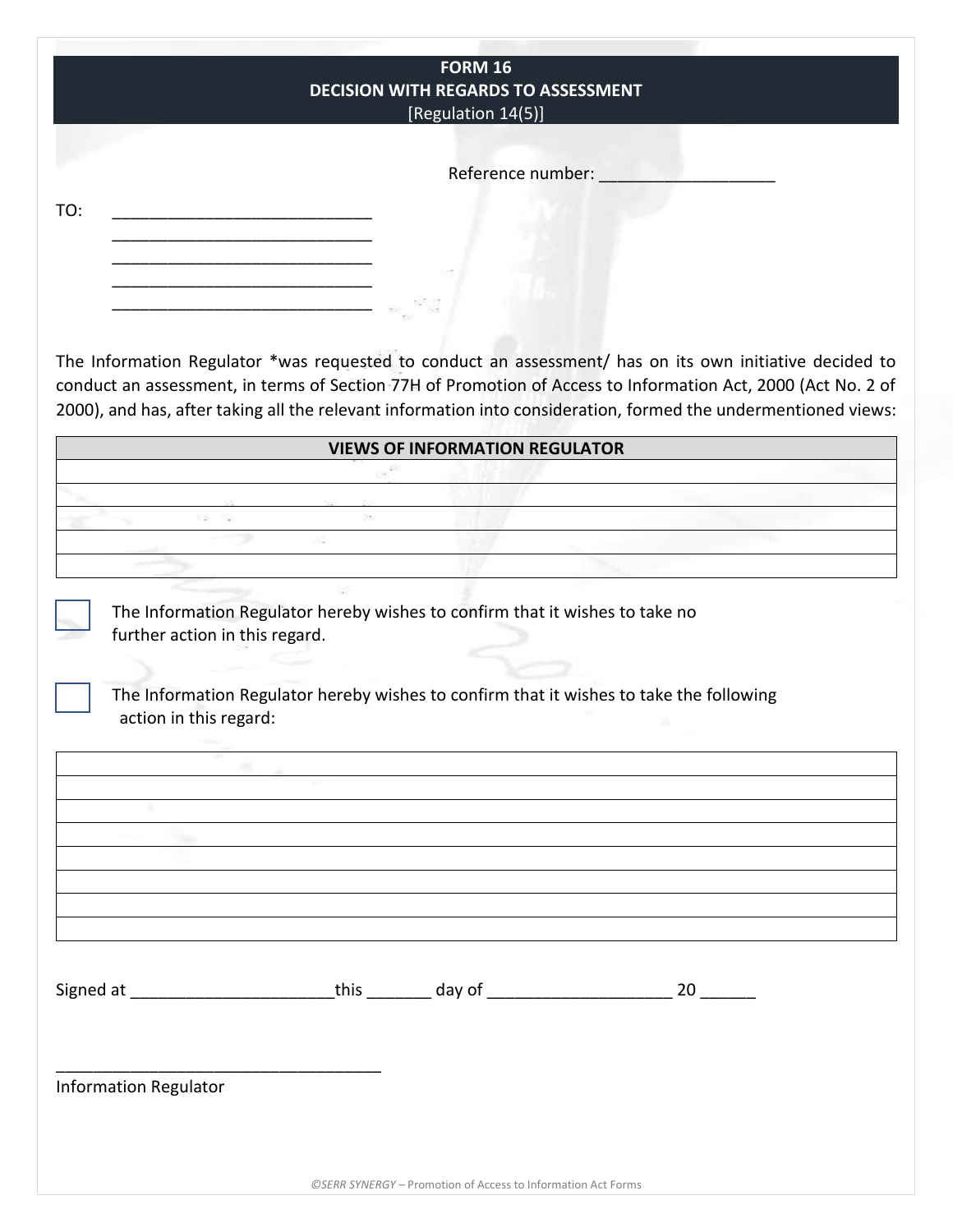# FORM 16
## DECISION WITH REGARDS TO ASSESSMENT
[Regulation 14(5)]

Reference number: ___________________

TO: ____________________________
____________________________
____________________________
____________________________
____________________________

The Information Regulator *was requested to conduct an assessment/ has on its own initiative decided to conduct an assessment, in terms of Section 77H of Promotion of Access to Information Act, 2000 (Act No. 2 of 2000), and has, after taking all the relevant information into consideration, formed the undermentioned views:

| VIEWS OF INFORMATION REGULATOR |
|---|
| |
| |
| |
| |
| |

☐ The Information Regulator hereby wishes to confirm that it wishes to take no further action in this regard.

☐ The Information Regulator hereby wishes to confirm that it wishes to take the following action in this regard:

| |
|---|
| |
| |
| |
| |
| |
| |
| |
| |

Signed at _____________________this _______ day of ___________________ 20 ______

___________________________________
Information Regulator